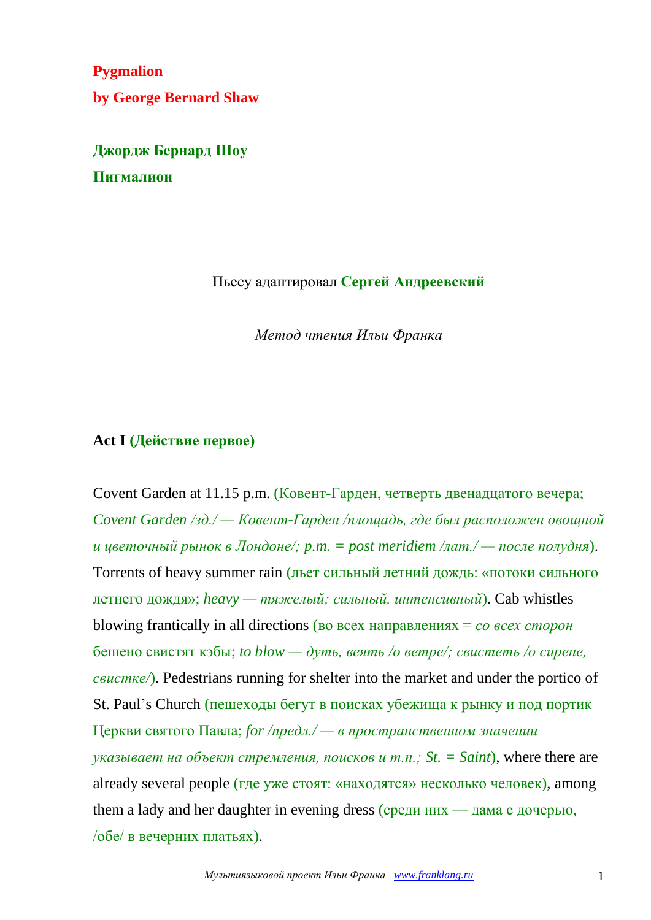**Pygmalion**

**by George Bernard Shaw**

**Джордж Бернард Шоу**

**Пигмалион**

Пьесу адаптировал **Сергей Андреевский**

*Метод чтения Ильи Франка*

## Act I (Действие первое)

Covent Garden at 11.15 p.m. (Ковент-Гарден, четверть двенадцатого вечера; *Covent Garden /зд./ — Ковент-Гарден /площадь, где был расположен овощной и цветочный рынок в Лондоне/; p.m. = post meridiem /лат./ — после полудня*). Torrents of heavy summer rain (льет сильный летний дождь: «потоки сильного летнего дождя»; *heavy — тяжелый; сильный, интенсивный*). Cab whistles blowing frantically in all directions (во всех направлениях = *со всех сторон* бешено свистят кэбы; *to blow — дуть, веять /о ветре/; свистеть /о сирене, свистке/*). Pedestrians running for shelter into the market and under the portico of St. Paul's Church (пешеходы бегут в поисках убежища к рынку и под портик Церкви святого Павла; *for /предл./ — в пространственном значении указывает на объект стремления, поисков и т.п.; St. = Saint*), where there are already several people (где уже стоят: «находятся» несколько человек), among them a lady and her daughter in evening dress (среди них — дама с дочерью, /обе/ в вечерних платьях).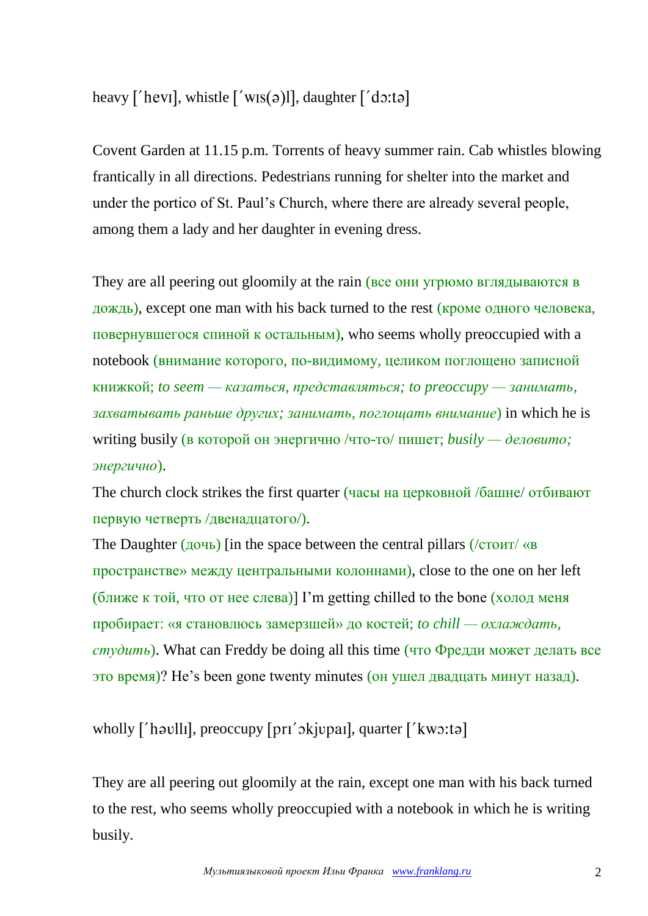heavy [ˊhevɪ], whistle [ˊwɪs(ə)l], daughter [ˊdɔ:tə]

Covent Garden at 11.15 p.m. Torrents of heavy summer rain. Cab whistles blowing frantically in all directions. Pedestrians running for shelter into the market and under the portico of St. Paul's Church, where there are already several people, among them a lady and her daughter in evening dress.

They are all peering out gloomily at the rain (все они угрюмо вглядываются в дождь), except one man with his back turned to the rest (кроме одного человека, повернувшегося спиной к остальным), who seems wholly preoccupied with a notebook (внимание которого, по-видимому, целиком поглощено записной книжкой; *to seem — казаться, представляться; to preoccupy — занимать, захватывать раньше других; занимать, поглощать внимание*) in which he is writing busily (в которой он энергично /что-то/ пишет; *busily — деловито; энергично*).

The church clock strikes the first quarter (часы на церковной /башне/ отбивают первую четверть /двенадцатого/).

The Daughter (дочь) [in the space between the central pillars (/стоит/ «в пространстве» между центральными колоннами), close to the one on her left (ближе к той, что от нее слева)] I'm getting chilled to the bone (холод меня пробирает: «я становлюсь замерзшей» до костей; *to chill — охлаждать, студить*). What can Freddy be doing all this time (что Фредди может делать все это время)? He's been gone twenty minutes (он ушел двадцать минут назад).

wholly [ˊhəʊllɪ], preoccupy [prɪˊɔkjʊpaɪ], quarter [ˊkwɔ:tə]

They are all peering out gloomily at the rain, except one man with his back turned to the rest, who seems wholly preoccupied with a notebook in which he is writing busily.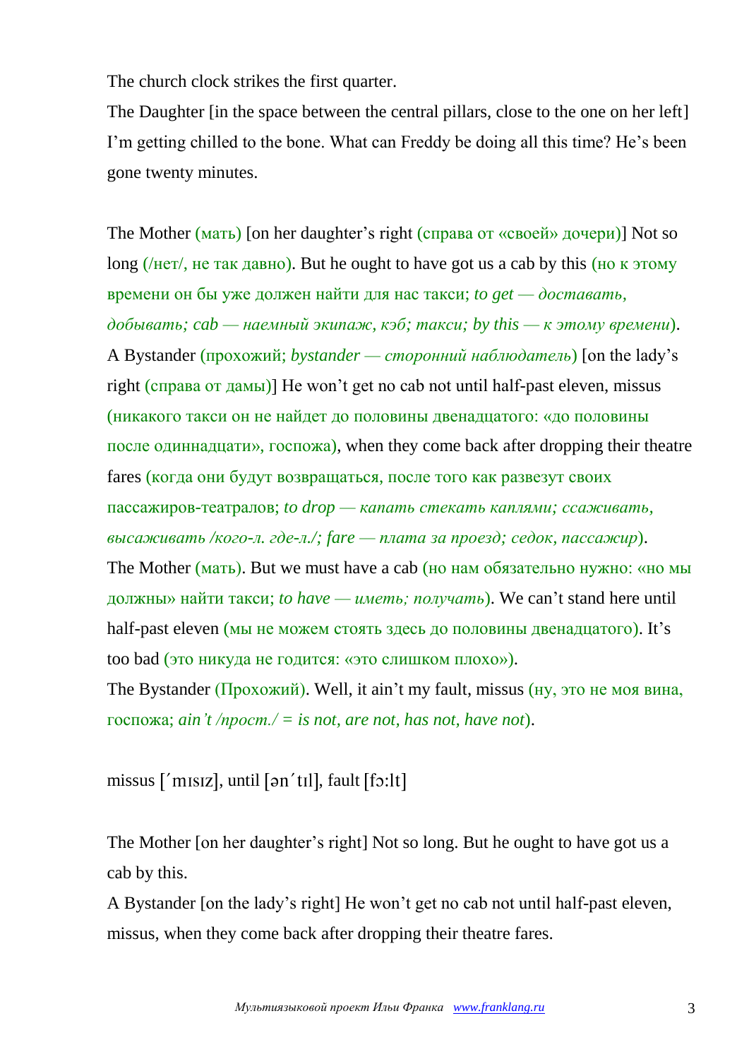The church clock strikes the first quarter.

The Daughter [in the space between the central pillars, close to the one on her left] I'm getting chilled to the bone. What can Freddy be doing all this time? He's been gone twenty minutes.

The Mother (мать) [on her daughter's right (справа от «своей» дочери)] Not so long (/нет/, не так давно). But he ought to have got us a cab by this (но к этому времени он бы уже должен найти для нас такси; *to get — доставать, добывать; cab — наемный экипаж, кэб; такси; by this — к этому времени*).

A Bystander (прохожий; *bystander — сторонний наблюдатель*) [on the lady's right (справа от дамы)] He won't get no cab not until half-past eleven, missus (никакого такси он не найдет до половины двенадцатого: «до половины после одиннадцати», госпожа), when they come back after dropping their theatre fares (когда они будут возвращаться, после того как развезут своих пассажиров-театралов; *to drop — капать стекать каплями; ссаживать, высаживать /кого-л. где-л./; fare — плата за проезд; седок, пассажир*).

The Mother (мать). But we must have a cab (но нам обязательно нужно: «но мы должны» найти такси; *to have — иметь; получать*). We can't stand here until half-past eleven (мы не можем стоять здесь до половины двенадцатого). It's too bad (это никуда не годится: «это слишком плохо»).

The Bystander (Прохожий). Well, it ain't my fault, missus (ну, это не моя вина, госпожа; *ain't /прост./ = is not, are not, has not, have not*).

missus [ˊmɪsɪz], until [ənˊtɪl], fault [fɔ:lt]

The Mother [on her daughter's right] Not so long. But he ought to have got us a cab by this.

A Bystander [on the lady's right] He won't get no cab not until half-past eleven, missus, when they come back after dropping their theatre fares.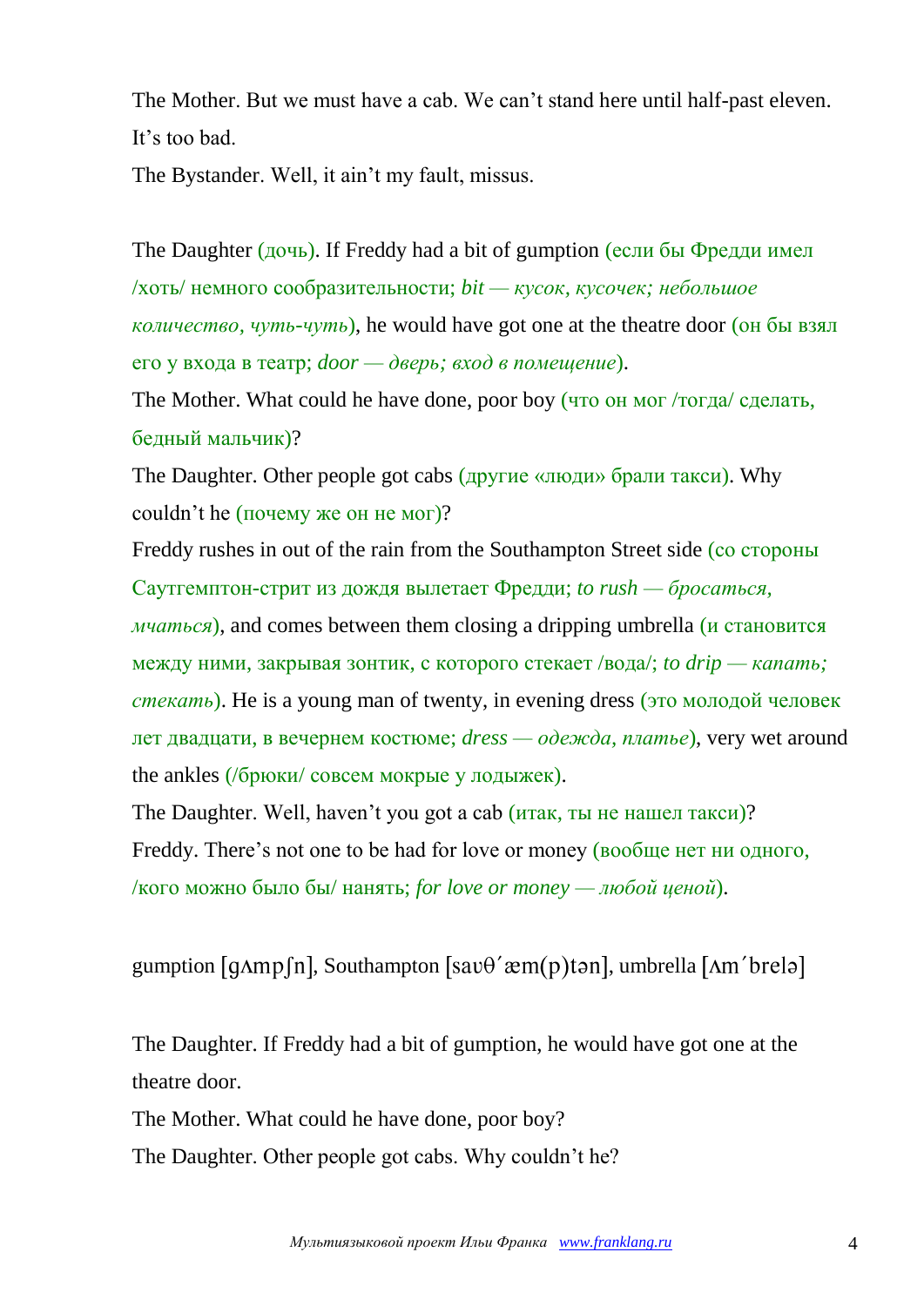The Mother. But we must have a cab. We can't stand here until half-past eleven. It's too bad.

The Bystander. Well, it ain't my fault, missus.

The Daughter (дочь). If Freddy had a bit of gumption (если бы Фредди имел /хоть/ немного сообразительности; *bit — кусок, кусочек; небольшое количество, чуть-чуть*), he would have got one at the theatre door (он бы взял его у входа в театр; *door — дверь; вход в помещение*).

The Mother. What could he have done, poor boy (что он мог /тогда/ сделать, бедный мальчик)?

The Daughter. Other people got cabs (другие «люди» брали такси). Why couldn't he (почему же он не мог)?

Freddy rushes in out of the rain from the Southampton Street side (со стороны Саутгемптон-стрит из дождя вылетает Фредди; *to rush — бросаться, мчаться*), and comes between them closing a dripping umbrella (и становится между ними, закрывая зонтик, с которого стекает /вода/; *to drip — капать; стекать*). He is a young man of twenty, in evening dress (это молодой человек лет двадцати, в вечернем костюме; *dress — одежда, платье*), very wet around the ankles (/брюки/ совсем мокрые у лодыжек).

The Daughter. Well, haven't you got a cab (итак, ты не нашел такси)?

Freddy. There's not one to be had for love or money (вообще нет ни одного, /кого можно было бы/ нанять; *for love or money — любой ценой*).

gumption [gʌmpʃn], Southampton [saʊθ´æm(p)tən], umbrella [ʌm´brelə]

The Daughter. If Freddy had a bit of gumption, he would have got one at the theatre door.

The Mother. What could he have done, poor boy?

The Daughter. Other people got cabs. Why couldn't he?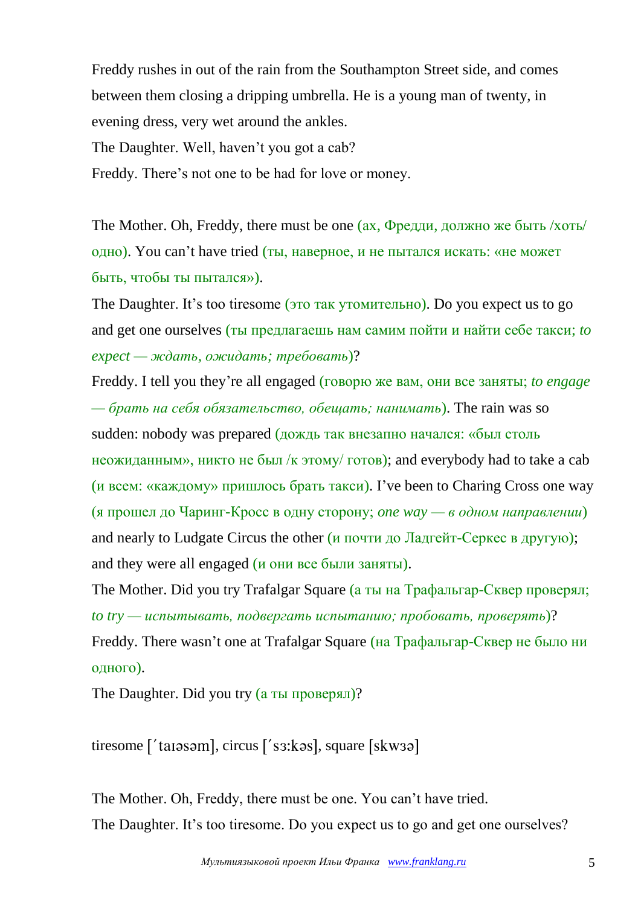Freddy rushes in out of the rain from the Southampton Street side, and comes between them closing a dripping umbrella. He is a young man of twenty, in evening dress, very wet around the ankles.

The Daughter. Well, haven't you got a cab?

Freddy. There's not one to be had for love or money.

The Mother. Oh, Freddy, there must be one (ах, Фредди, должно же быть /хоть/ одно). You can't have tried (ты, наверное, и не пытался искать: «не может быть, чтобы ты пытался»).

The Daughter. It's too tiresome (это так утомительно). Do you expect us to go and get one ourselves (ты предлагаешь нам самим пойти и найти себе такси; *to expect — ждать, ожидать; требовать*)?

Freddy. I tell you they're all engaged (говорю же вам, они все заняты; *to engage — брать на себя обязательство, обещать; нанимать*). The rain was so sudden: nobody was prepared (дождь так внезапно начался: «был столь неожиданным», никто не был /к этому/ готов); and everybody had to take a cab (и всем: «каждому» пришлось брать такси). I've been to Charing Cross one way (я прошел до Чаринг-Кросс в одну сторону; *one way — в одном направлении*) and nearly to Ludgate Circus the other (и почти до Ладгейт-Серкес в другую); and they were all engaged (и они все были заняты).

The Mother. Did you try Trafalgar Square (а ты на Трафальгар-Сквер проверял; *to try — испытывать, подвергать испытанию; пробовать, проверять*)?

Freddy. There wasn't one at Trafalgar Square (на Трафальгар-Сквер не было ни одного).

The Daughter. Did you try (а ты проверял)?

tiresome [΄taɪəsəm], circus [΄sɜ:kəs], square [skwɜə]

The Mother. Oh, Freddy, there must be one. You can't have tried.

The Daughter. It's too tiresome. Do you expect us to go and get one ourselves?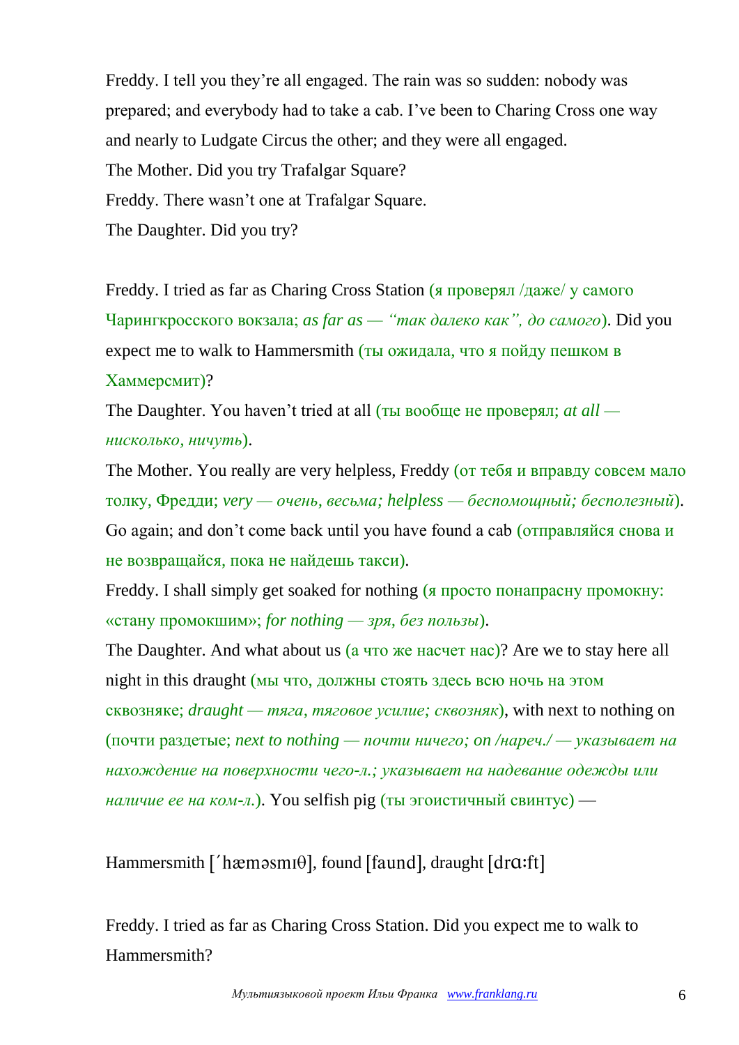Freddy. I tell you they're all engaged. The rain was so sudden: nobody was prepared; and everybody had to take a cab. I've been to Charing Cross one way and nearly to Ludgate Circus the other; and they were all engaged.

The Mother. Did you try Trafalgar Square?

Freddy. There wasn't one at Trafalgar Square.

The Daughter. Did you try?

Freddy. I tried as far as Charing Cross Station (я проверял /даже/ у самого Чарингкросского вокзала; *as far as — "так далеко как", до самого*). Did you expect me to walk to Hammersmith (ты ожидала, что я пойду пешком в Хаммерсмит)?

The Daughter. You haven't tried at all (ты вообще не проверял; *at all — нисколько, ничуть*).

The Mother. You really are very helpless, Freddy (от тебя и вправду совсем мало толку, Фредди; *very — очень, весьма; helpless — беспомощный; бесполезный*). Go again; and don't come back until you have found a cab (отправляйся снова и не возвращайся, пока не найдешь такси).

Freddy. I shall simply get soaked for nothing (я просто понапрасну промокну: «стану промокшим»; *for nothing — зря, без пользы*).

The Daughter. And what about us (а что же насчет нас)? Are we to stay here all night in this draught (мы что, должны стоять здесь всю ночь на этом сквозняке; *draught — тяга, тяговое усилие; сквозняк*), with next to nothing on (почти раздетые; *next to nothing — почти ничего; on /нареч./ — указывает на нахождение на поверхности чего-л.; указывает на надевание одежды или наличие ее на ком-л.*). You selfish pig (ты эгоистичный свинтус) —

Hammersmith [ˊhæməsmɪθ], found [faund], draught [drɑːft]

Freddy. I tried as far as Charing Cross Station. Did you expect me to walk to Hammersmith?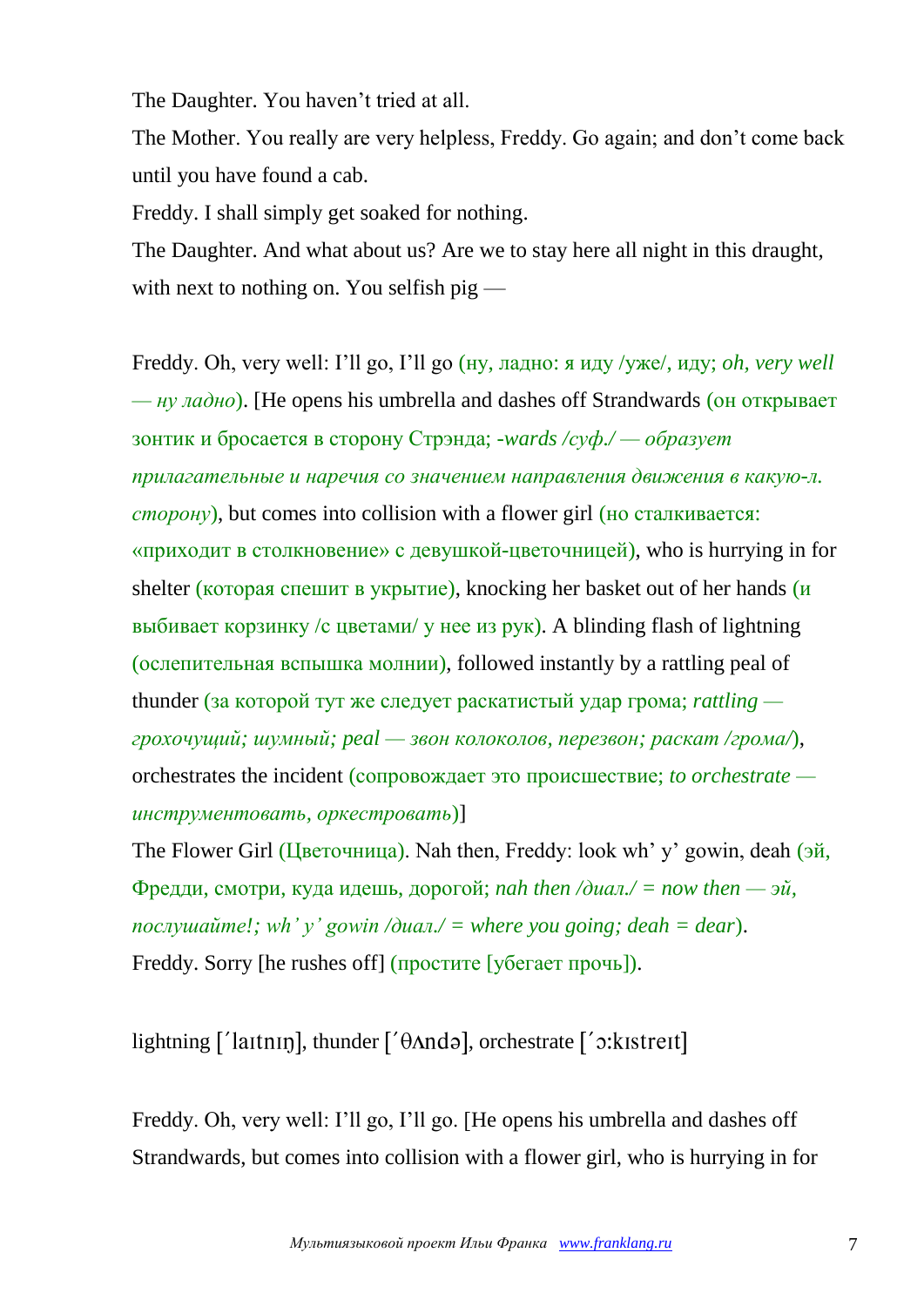The Daughter. You haven't tried at all.

The Mother. You really are very helpless, Freddy. Go again; and don't come back until you have found a cab.

Freddy. I shall simply get soaked for nothing.

The Daughter. And what about us? Are we to stay here all night in this draught, with next to nothing on. You selfish pig —

Freddy. Oh, very well: I'll go, I'll go (ну, ладно: я иду /уже/, иду; *oh, very well — ну ладно*). [He opens his umbrella and dashes off Strandwards (он открывает зонтик и бросается в сторону Стрэнда; *-wards /суф./ — образует прилагательные и наречия со значением направления движения в какую-л. сторону*), but comes into collision with a flower girl (но сталкивается: «приходит в столкновение» с девушкой-цветочницей), who is hurrying in for shelter (которая спешит в укрытие), knocking her basket out of her hands (и выбивает корзинку /с цветами/ у нее из рук). A blinding flash of lightning (ослепительная вспышка молнии), followed instantly by a rattling peal of thunder (за которой тут же следует раскатистый удар грома; *rattling — грохочущий; шумный; peal — звон колоколов, перезвон; раскат /грома/*), orchestrates the incident (сопровождает это происшествие; *to orchestrate — инструментовать, оркестровать*)]

The Flower Girl (Цветочница). Nah then, Freddy: look wh' y' gowin, deah (эй, Фредди, смотри, куда идешь, дорогой; *nah then /диал./ = now then — эй, послушайте!; wh' y' gowin /диал./ = where you going; deah = dear*).

Freddy. Sorry [he rushes off] (простите [убегает прочь]).

lightning [΄laɪtnɪŋ], thunder [΄θʌndə], orchestrate [΄ɔ:kɪstreɪt]

Freddy. Oh, very well: I'll go, I'll go. [He opens his umbrella and dashes off Strandwards, but comes into collision with a flower girl, who is hurrying in for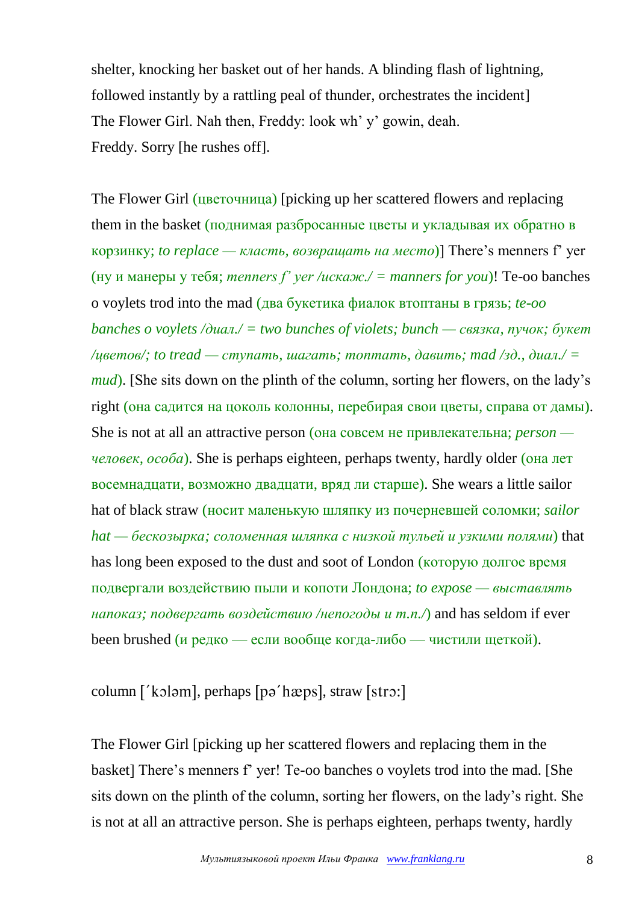shelter, knocking her basket out of her hands. A blinding flash of lightning, followed instantly by a rattling peal of thunder, orchestrates the incident]
The Flower Girl. Nah then, Freddy: look wh' y' gowin, deah.
Freddy. Sorry [he rushes off].

The Flower Girl (цветочница) [picking up her scattered flowers and replacing them in the basket (поднимая разбросанные цветы и укладывая их обратно в корзинку; *to replace — класть, возвращать на место*)] There's menners f' yer (ну и манеры у тебя; *menners f' yer /искаж./ = manners for you*)! Te-oo banches o voylets trod into the mad (два букетика фиалок втоптаны в грязь; *te-oo banches o voylets /диал./ = two bunches of violets; bunch — связка, пучок; букет /цветов/; to tread — ступать, шагать; топтать, давить; mad /зд., диал./ = mud*). [She sits down on the plinth of the column, sorting her flowers, on the lady's right (она садится на цоколь колонны, перебирая свои цветы, справа от дамы). She is not at all an attractive person (она совсем не привлекательна; *person — человек, особа*). She is perhaps eighteen, perhaps twenty, hardly older (она лет восемнадцати, возможно двадцати, вряд ли старше). She wears a little sailor hat of black straw (носит маленькую шляпку из почерневшей соломки; *sailor hat — бескозырка; соломенная шляпка с низкой тульей и узкими полями*) that has long been exposed to the dust and soot of London (которую долгое время подвергали воздействию пыли и копоти Лондона; *to expose — выставлять напоказ; подвергать воздействию /непогоды и т.п./*) and has seldom if ever been brushed (и редко — если вообще когда-либо — чистили щеткой).

column [ˊkɔləm], perhaps [pəˊhæps], straw [strɔ:]

The Flower Girl [picking up her scattered flowers and replacing them in the basket] There's menners f' yer! Te-oo banches o voylets trod into the mad. [She sits down on the plinth of the column, sorting her flowers, on the lady's right. She is not at all an attractive person. She is perhaps eighteen, perhaps twenty, hardly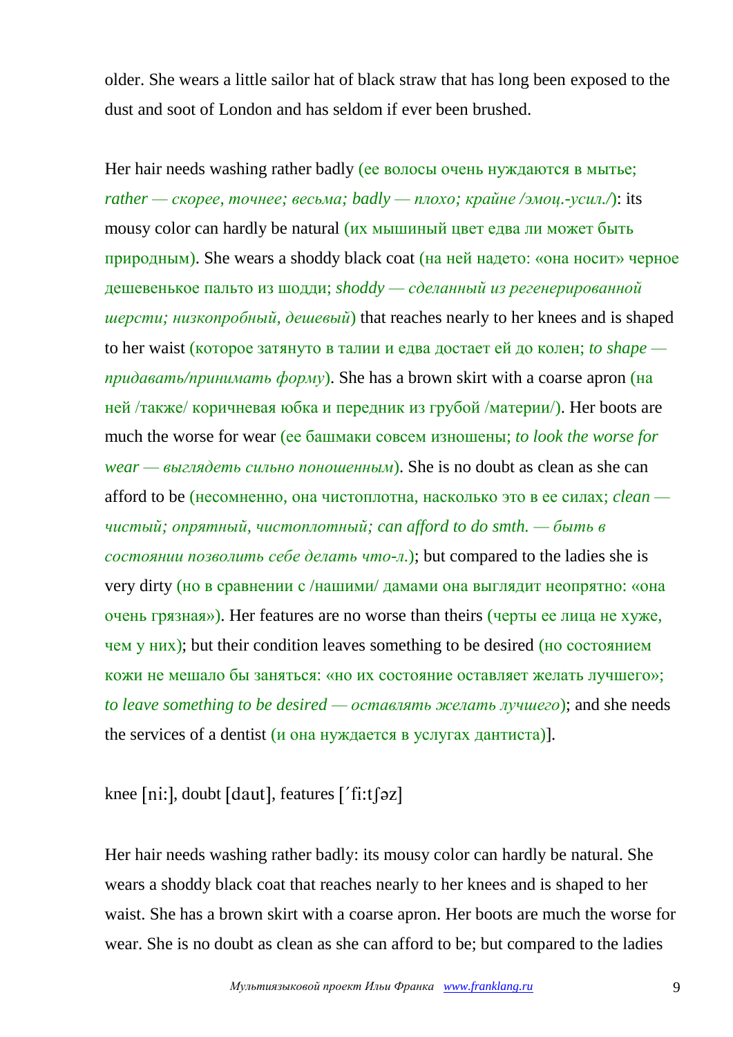older. She wears a little sailor hat of black straw that has long been exposed to the dust and soot of London and has seldom if ever been brushed.

Her hair needs washing rather badly (ее волосы очень нуждаются в мытье; *rather — скорее, точнее; весьма; badly — плохо; крайне /эмоц.-усил./*): its mousy color can hardly be natural (их мышиный цвет едва ли может быть природным). She wears a shoddy black coat (на ней надето: «она носит» черное дешевенькое пальто из шодди; *shoddy — сделанный из регенерированной шерсти; низкопробный, дешевый*) that reaches nearly to her knees and is shaped to her waist (которое затянуто в талии и едва достает ей до колен; *to shape — придавать/принимать форму*). She has a brown skirt with a coarse apron (на ней /также/ коричневая юбка и передник из грубой /материи/). Her boots are much the worse for wear (ее башмаки совсем изношены; *to look the worse for wear — выглядеть сильно поношенным*). She is no doubt as clean as she can afford to be (несомненно, она чистоплотна, насколько это в ее силах; *clean — чистый; опрятный, чистоплотный; can afford to do smth. — быть в состоянии позволить себе делать что-л.*); but compared to the ladies she is very dirty (но в сравнении с /нашими/ дамами она выглядит неопрятно: «она очень грязная»). Her features are no worse than theirs (черты ее лица не хуже, чем у них); but their condition leaves something to be desired (но состоянием кожи не мешало бы заняться: «но их состояние оставляет желать лучшего»; *to leave something to be desired — оставлять желать лучшего*); and she needs the services of a dentist (и она нуждается в услугах дантиста)].

knee [ni:], doubt [daut], features [ˊfi:tʃəz]

Her hair needs washing rather badly: its mousy color can hardly be natural. She wears a shoddy black coat that reaches nearly to her knees and is shaped to her waist. She has a brown skirt with a coarse apron. Her boots are much the worse for wear. She is no doubt as clean as she can afford to be; but compared to the ladies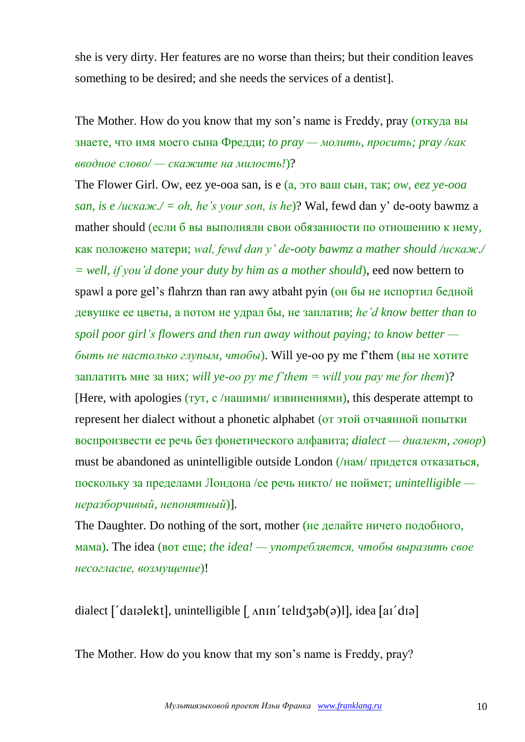she is very dirty. Her features are no worse than theirs; but their condition leaves something to be desired; and she needs the services of a dentist].

The Mother. How do you know that my son's name is Freddy, pray (откуда вы знаете, что имя моего сына Фредди; *to pray — молить, просить; pray /как вводное слово/ — скажите на милость!*)?

The Flower Girl. Ow, eez ye-ooa san, is e (а, это ваш сын, так; *ow, eez ye-ooa san, is e /искаж./ = oh, he's your son, is he*)? Wal, fewd dan y' de-ooty bawmz a mather should (если б вы выполняли свои обязанности по отношению к нему, как положено матери; *wal, fewd dan y' de-ooty bawmz a mather should /искаж./ = well, if you'd done your duty by him as a mother should*), eed now bettern to spawl a pore gel's flahrzn than ran awy atbaht pyin (он бы не испортил бедной девушке ее цветы, а потом не удрал бы, не заплатив; *he'd know better than to spoil poor girl's flowers and then run away without paying; to know better — быть не настолько глупым, чтобы*). Will ye-oo py me f'them (вы не хотите заплатить мне за них; *will ye-oo py me f'them = will you pay me for them*)? [Here, with apologies (тут, с /нашими/ извинениями), this desperate attempt to represent her dialect without a phonetic alphabet (от этой отчаянной попытки воспроизвести ее речь без фонетического алфавита; *dialect — диалект, говор*) must be abandoned as unintelligible outside London (/нам/ придется отказаться, поскольку за пределами Лондона /ее речь никто/ не поймет; *unintelligible — неразборчивый, непонятный*)].

The Daughter. Do nothing of the sort, mother (не делайте ничего подобного, мама). The idea (вот еще; *the idea! — употребляется, чтобы выразить свое несогласие, возмущение*)!

dialect [ˊdaɪəlekt], unintelligible [ˌʌnɪnˊtelɪdʒəb(ə)l], idea [aɪˊdɪə]

The Mother. How do you know that my son's name is Freddy, pray?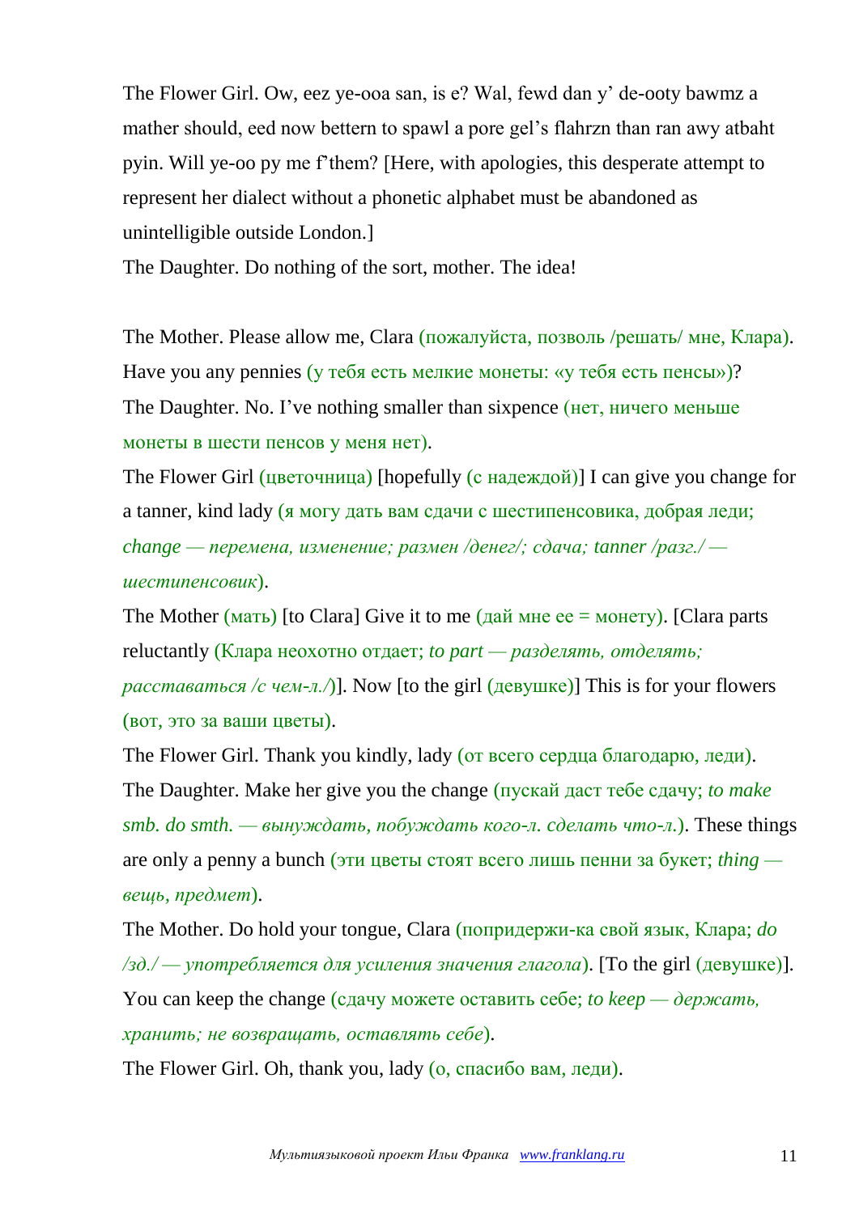The Flower Girl. Ow, eez ye-ooa san, is e? Wal, fewd dan y' de-ooty bawmz a mather should, eed now bettern to spawl a pore gel's flahrzn than ran awy atbaht pyin. Will ye-oo py me f'them? [Here, with apologies, this desperate attempt to represent her dialect without a phonetic alphabet must be abandoned as unintelligible outside London.]

The Daughter. Do nothing of the sort, mother. The idea!

The Mother. Please allow me, Clara (пожалуйста, позволь /решать/ мне, Клара). Have you any pennies (у тебя есть мелкие монеты: «у тебя есть пенсы»)?

The Daughter. No. I've nothing smaller than sixpence (нет, ничего меньше монеты в шести пенсов у меня нет).

The Flower Girl (цветочница) [hopefully (с надеждой)] I can give you change for a tanner, kind lady (я могу дать вам сдачи с шестипенсовика, добрая леди; *change — перемена, изменение; размен /денег/; сдача; tanner /разг./ — шестипенсовик*).

The Mother (мать) [to Clara] Give it to me (дай мне ее = монету). [Clara parts reluctantly (Клара неохотно отдает; *to part — разделять, отделять; расставаться /с чем-л./*)]. Now [to the girl (девушке)] This is for your flowers (вот, это за ваши цветы).

The Flower Girl. Thank you kindly, lady (от всего сердца благодарю, леди).

The Daughter. Make her give you the change (пускай даст тебе сдачу; *to make smb. do smth. — вынуждать, побуждать кого-л. сделать что-л.*). These things are only a penny a bunch (эти цветы стоят всего лишь пенни за букет; *thing — вещь, предмет*).

The Mother. Do hold your tongue, Clara (попридержи-ка свой язык, Клара; *do /зд./ — употребляется для усиления значения глагола*). [To the girl (девушке)]. You can keep the change (сдачу можете оставить себе; *to keep — держать, хранить; не возвращать, оставлять себе*).

The Flower Girl. Oh, thank you, lady (о, спасибо вам, леди).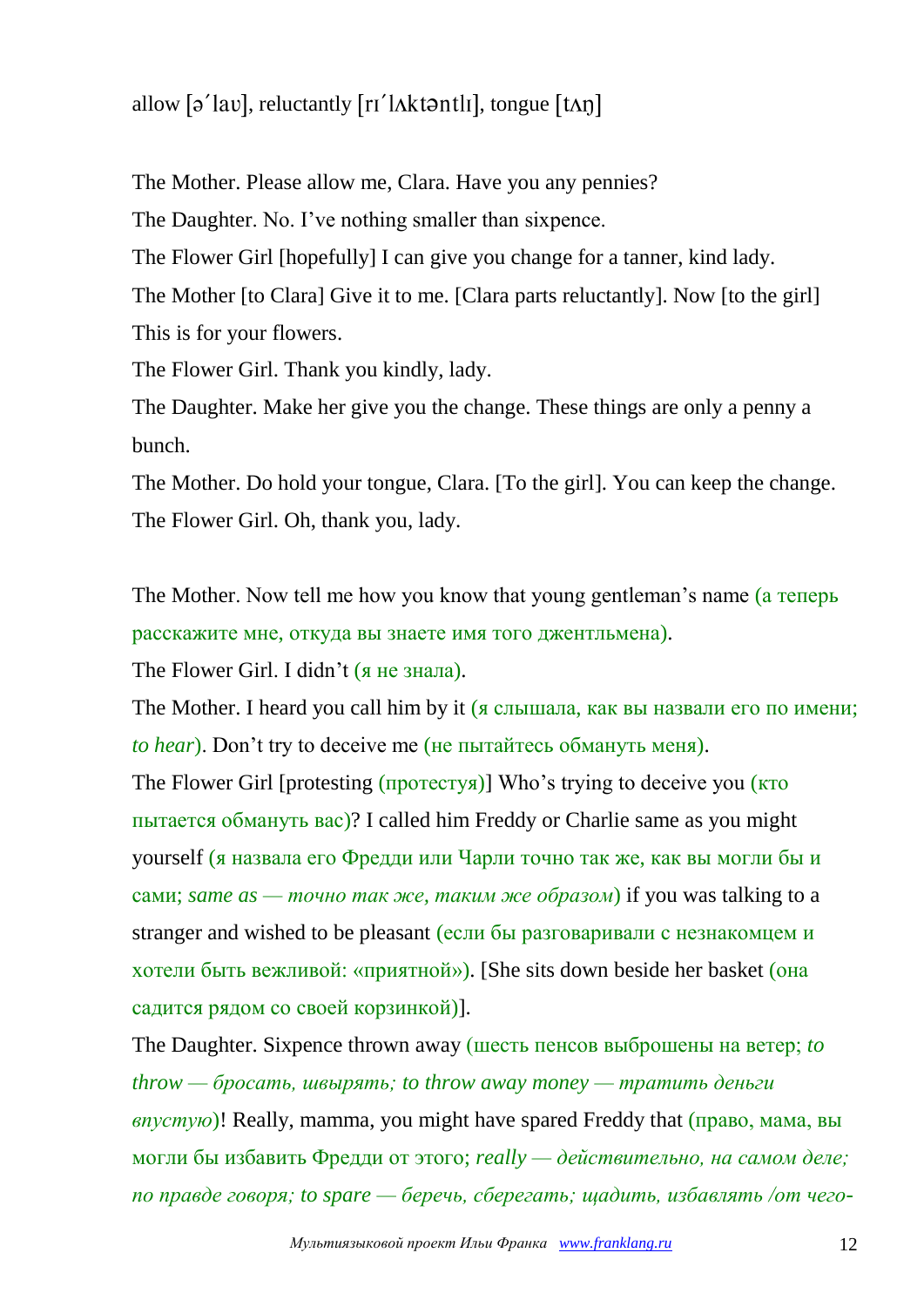allow [əˊlaʊ], reluctantly [rɪˊlʌktəntlɪ], tongue [tʌŋ]

The Mother. Please allow me, Clara. Have you any pennies?

The Daughter. No. I've nothing smaller than sixpence.

The Flower Girl [hopefully] I can give you change for a tanner, kind lady.

The Mother [to Clara] Give it to me. [Clara parts reluctantly]. Now [to the girl] This is for your flowers.

The Flower Girl. Thank you kindly, lady.

The Daughter. Make her give you the change. These things are only a penny a bunch.

The Mother. Do hold your tongue, Clara. [To the girl]. You can keep the change.

The Flower Girl. Oh, thank you, lady.

The Mother. Now tell me how you know that young gentleman's name (а теперь расскажите мне, откуда вы знаете имя того джентльмена).

The Flower Girl. I didn't (я не знала).

The Mother. I heard you call him by it (я слышала, как вы назвали его по имени; *to hear*). Don't try to deceive me (не пытайтесь обмануть меня).

The Flower Girl [protesting (протестуя)] Who's trying to deceive you (кто пытается обмануть вас)? I called him Freddy or Charlie same as you might yourself (я назвала его Фредди или Чарли точно так же, как вы могли бы и сами; *same as — точно так же, таким же образом*) if you was talking to a stranger and wished to be pleasant (если бы разговаривали с незнакомцем и хотели быть вежливой: «приятной»). [She sits down beside her basket (она садится рядом со своей корзинкой)].

The Daughter. Sixpence thrown away (шесть пенсов выброшены на ветер; *to throw — бросать, швырять; to throw away money — тратить деньги впустую*)! Really, mamma, you might have spared Freddy that (право, мама, вы могли бы избавить Фредди от этого; *really — действительно, на самом деле; по правде говоря; to spare — беречь, сберегать; щадить, избавлять /от чего-*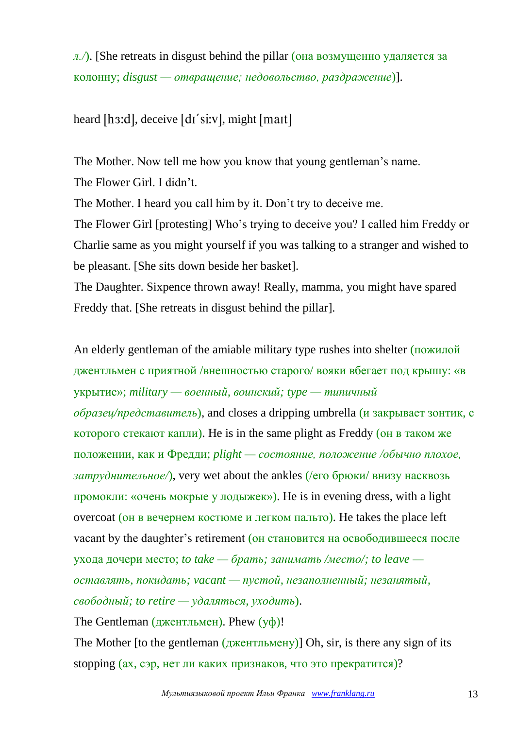*л./*). [She retreats in disgust behind the pillar (она возмущенно удаляется за колонну; *disgust — отвращение; недовольство, раздражение*)].

heard [hɜ:d], deceive [dɪˊsi:v], might [maɪt]

The Mother. Now tell me how you know that young gentleman's name.
The Flower Girl. I didn't.
The Mother. I heard you call him by it. Don't try to deceive me.
The Flower Girl [protesting] Who's trying to deceive you? I called him Freddy or Charlie same as you might yourself if you was talking to a stranger and wished to be pleasant. [She sits down beside her basket].
The Daughter. Sixpence thrown away! Really, mamma, you might have spared Freddy that. [She retreats in disgust behind the pillar].

An elderly gentleman of the amiable military type rushes into shelter (пожилой джентльмен с приятной /внешностью старого/ вояки вбегает под крышу: «в укрытие»; *military — военный, воинский; type — типичный образец/представитель*), and closes a dripping umbrella (и закрывает зонтик, с которого стекают капли). He is in the same plight as Freddy (он в таком же положении, как и Фредди; *plight — состояние, положение /обычно плохое, затруднительное/*), very wet about the ankles (/его брюки/ внизу насквозь промокли: «очень мокрые у лодыжек»). He is in evening dress, with a light overcoat (он в вечернем костюме и легком пальто). He takes the place left vacant by the daughter's retirement (он становится на освободившееся после ухода дочери место; *to take — брать; занимать /место/; to leave — оставлять, покидать; vacant — пустой, незаполненный; незанятый, свободный; to retire — удаляться, уходить*).
The Gentleman (джентльмен). Phew (уф)!
The Mother [to the gentleman (джентльмену)] Oh, sir, is there any sign of its stopping (ах, сэр, нет ли каких признаков, что это прекратится)?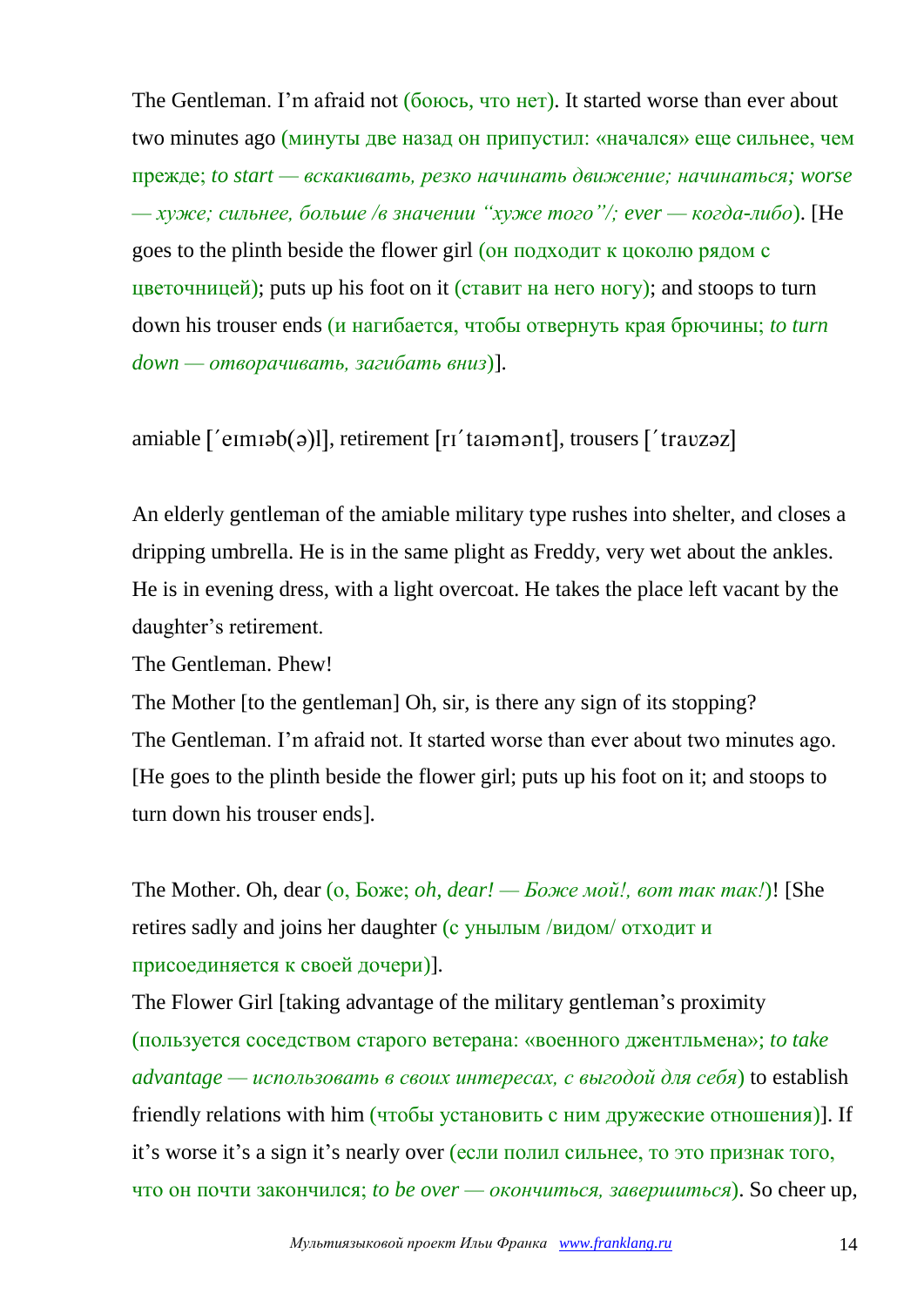The Gentleman. I'm afraid not (боюсь, что нет). It started worse than ever about two minutes ago (минуты две назад он припустил: «начался» еще сильнее, чем прежде; *to start — вскакивать, резко начинать движение; начинаться; worse — хуже; сильнее, больше /в значении "хуже того"/; ever — когда-либо*). [He goes to the plinth beside the flower girl (он подходит к цоколю рядом с цветочницей); puts up his foot on it (ставит на него ногу); and stoops to turn down his trouser ends (и нагибается, чтобы отвернуть края брючины; *to turn down — отворачивать, загибать вниз*)].

amiable [ˊeɪmɪəb(ə)l], retirement [rɪˊtaɪəmənt], trousers [ˊtraʊzəz]

An elderly gentleman of the amiable military type rushes into shelter, and closes a dripping umbrella. He is in the same plight as Freddy, very wet about the ankles. He is in evening dress, with a light overcoat. He takes the place left vacant by the daughter's retirement.

The Gentleman. Phew!

The Mother [to the gentleman] Oh, sir, is there any sign of its stopping?

The Gentleman. I'm afraid not. It started worse than ever about two minutes ago. [He goes to the plinth beside the flower girl; puts up his foot on it; and stoops to turn down his trouser ends].

The Mother. Oh, dear (о, Боже; *oh, dear! — Боже мой!, вот так так!*)! [She retires sadly and joins her daughter (с унылым /видом/ отходит и присоединяется к своей дочери)].

The Flower Girl [taking advantage of the military gentleman's proximity (пользуется соседством старого ветерана: «военного джентльмена»; *to take advantage — использовать в своих интересах, с выгодой для себя*) to establish friendly relations with him (чтобы установить с ним дружеские отношения)]. If it's worse it's a sign it's nearly over (если полил сильнее, то это признак того, что он почти закончился; *to be over — окончиться, завершиться*). So cheer up,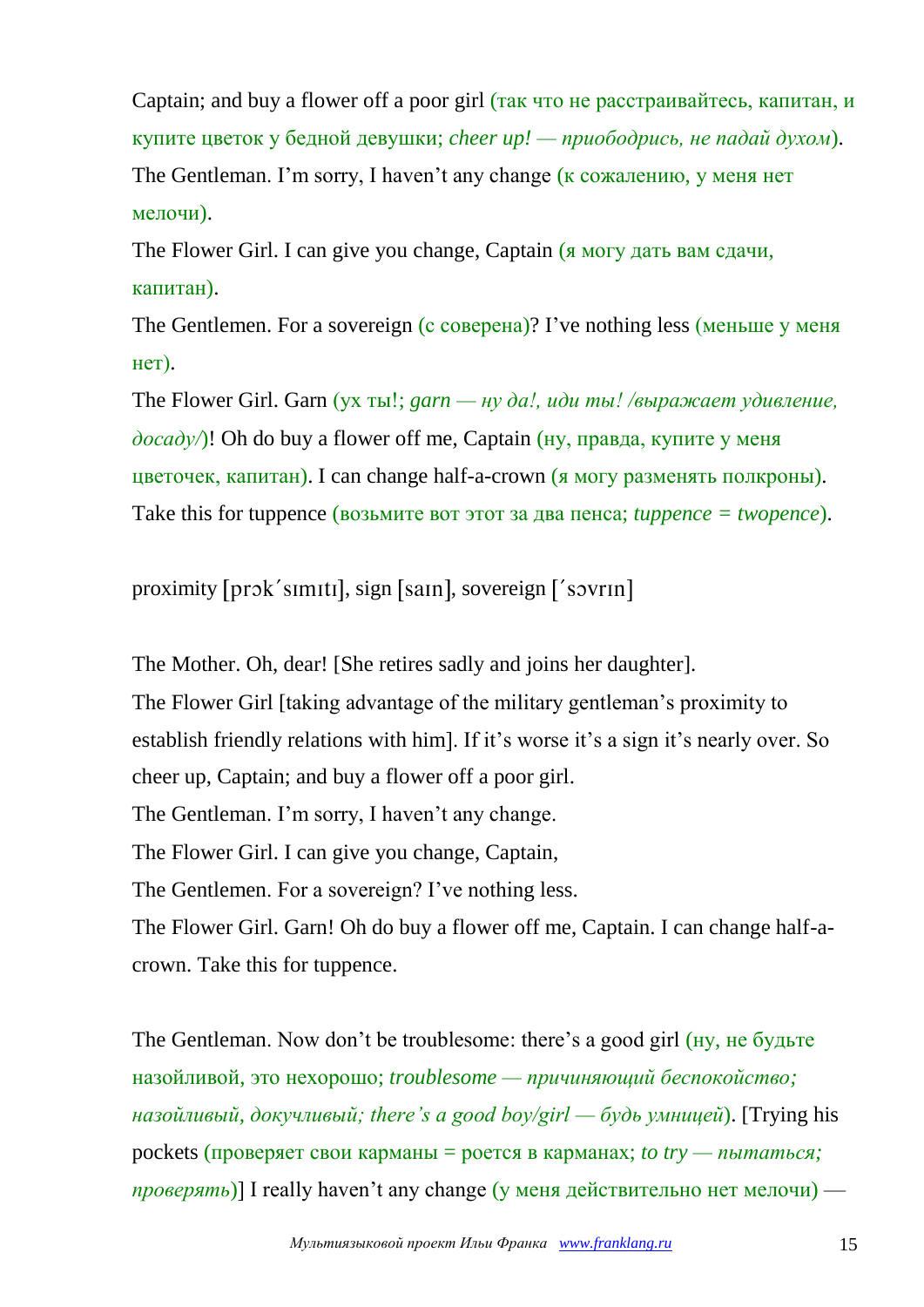Captain; and buy a flower off a poor girl (так что не расстраивайтесь, капитан, и купите цветок у бедной девушки; *cheer up! — приободрись, не падай духом*).

The Gentleman. I'm sorry, I haven't any change (к сожалению, у меня нет мелочи).

The Flower Girl. I can give you change, Captain (я могу дать вам сдачи, капитан).

The Gentlemen. For a sovereign (с соверена)? I've nothing less (меньше у меня нет).

The Flower Girl. Garn (ух ты!; *garn — ну да!, иди ты! /выражает удивление, досаду/*)! Oh do buy a flower off me, Captain (ну, правда, купите у меня цветочек, капитан). I can change half-a-crown (я могу разменять полкроны). Take this for tuppence (возьмите вот этот за два пенса; *tuppence = twopence*).

proximity [prɔk´sımıtı], sign [saın], sovereign [´sɔvrın]

The Mother. Oh, dear! [She retires sadly and joins her daughter].

The Flower Girl [taking advantage of the military gentleman's proximity to establish friendly relations with him]. If it's worse it's a sign it's nearly over. So cheer up, Captain; and buy a flower off a poor girl.

The Gentleman. I'm sorry, I haven't any change.

The Flower Girl. I can give you change, Captain,

The Gentlemen. For a sovereign? I've nothing less.

The Flower Girl. Garn! Oh do buy a flower off me, Captain. I can change half-a-crown. Take this for tuppence.

The Gentleman. Now don't be troublesome: there's a good girl (ну, не будьте назойливой, это нехорошо; *troublesome — причиняющий беспокойство; назойливый, докучливый; there's a good boy/girl — будь умницей*). [Trying his pockets (проверяет свои карманы = роется в карманах; *to try — пытаться; проверять*)] I really haven't any change (у меня действительно нет мелочи) —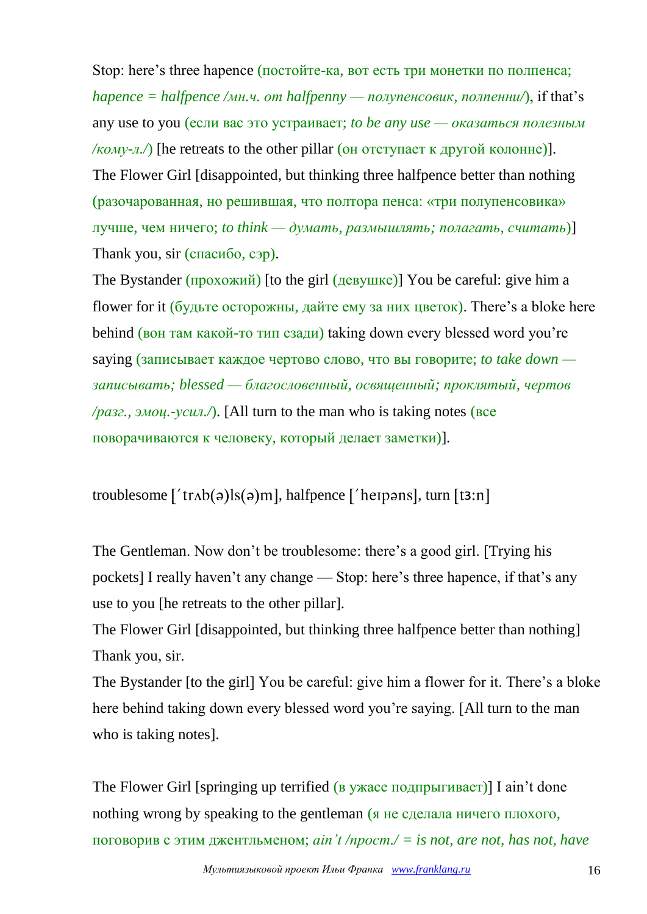Stop: here's three hapence (постойте-ка, вот есть три монетки по полпенса; *hapence = halfpence /мн.ч. от halfpenny — полупенсовик, полпенни/*), if that's any use to you (если вас это устраивает; *to be any use — оказаться полезным /кому-л./*) [he retreats to the other pillar (он отступает к другой колонне)].

The Flower Girl [disappointed, but thinking three halfpence better than nothing (разочарованная, но решившая, что полтора пенса: «три полупенсовика» лучше, чем ничего; *to think — думать, размышлять; полагать, считать*)] Thank you, sir (спасибо, сэр).

The Bystander (прохожий) [to the girl (девушке)] You be careful: give him a flower for it (будьте осторожны, дайте ему за них цветок). There's a bloke here behind (вон там какой-то тип сзади) taking down every blessed word you're saying (записывает каждое чертово слово, что вы говорите; *to take down — записывать; blessed — благословенный, освященный; проклятый, чертов /разг., эмоц.-усил./*). [All turn to the man who is taking notes (все поворачиваются к человеку, который делает заметки)].

troublesome [ˈtrʌb(ə)ls(ə)m], halfpence [ˈheɪpəns], turn [tɜːn]

The Gentleman. Now don't be troublesome: there's a good girl. [Trying his pockets] I really haven't any change — Stop: here's three hapence, if that's any use to you [he retreats to the other pillar].

The Flower Girl [disappointed, but thinking three halfpence better than nothing] Thank you, sir.

The Bystander [to the girl] You be careful: give him a flower for it. There's a bloke here behind taking down every blessed word you're saying. [All turn to the man who is taking notes].

The Flower Girl [springing up terrified (в ужасе подпрыгивает)] I ain't done nothing wrong by speaking to the gentleman (я не сделала ничего плохого, поговорив с этим джентльменом; *ain't /прост./ = is not, are not, has not, have*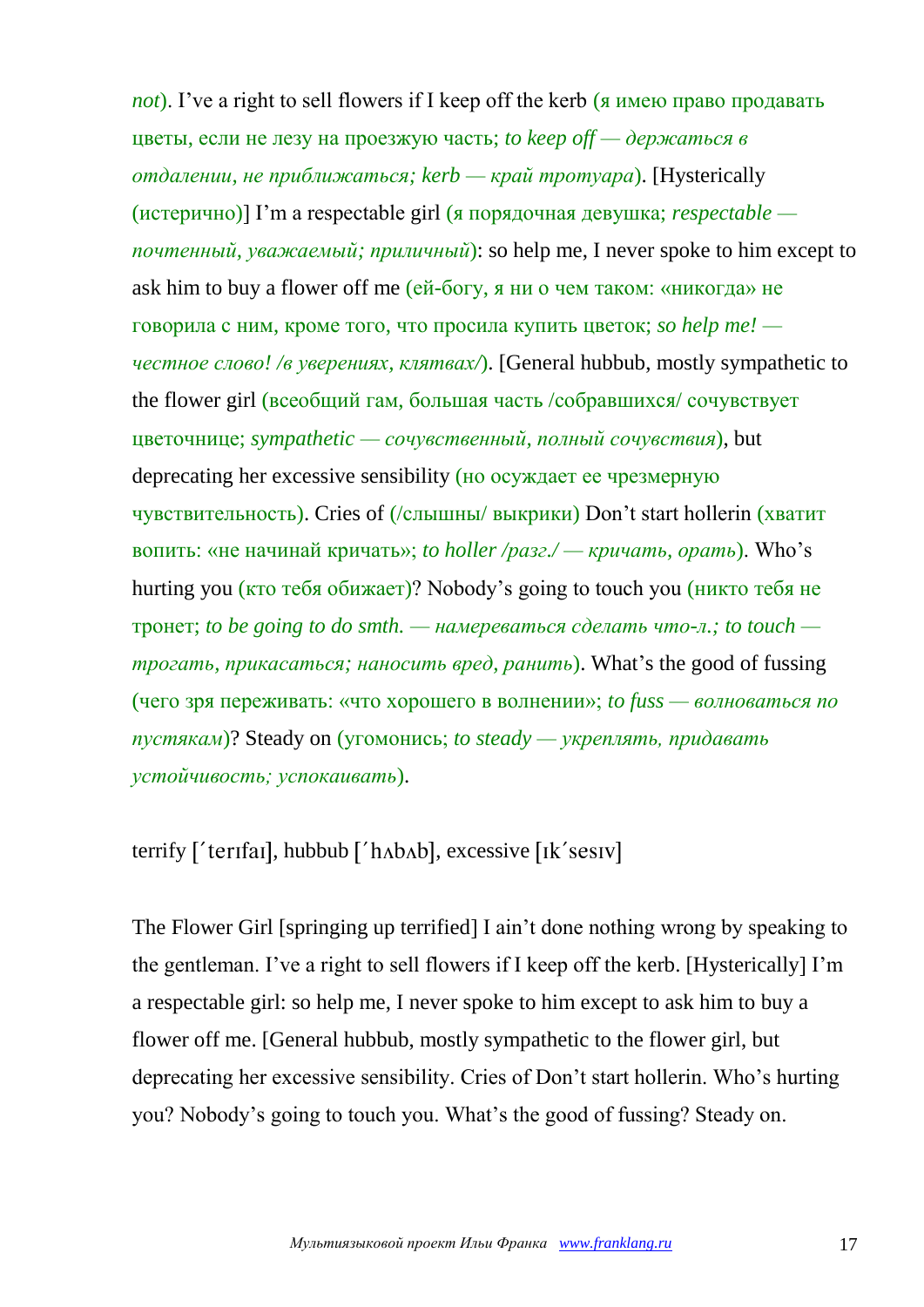not). I've a right to sell flowers if I keep off the kerb (я имею право продавать цветы, если не лезу на проезжую часть; *to keep off — держаться в отдалении, не приближаться; kerb — край тротуара*). [Hysterically (истерично)] I'm a respectable girl (я порядочная девушка; *respectable — почтенный, уважаемый; приличный*): so help me, I never spoke to him except to ask him to buy a flower off me (ей-богу, я ни о чем таком: «никогда» не говорила с ним, кроме того, что просила купить цветок; *so help me! — честное слово! /в уверениях, клятвах/*). [General hubbub, mostly sympathetic to the flower girl (всеобщий гам, большая часть /собравшихся/ сочувствует цветочнице; *sympathetic — сочувственный, полный сочувствия*), but deprecating her excessive sensibility (но осуждает ее чрезмерную чувствительность). Cries of (/слышны/ выкрики) Don't start hollerin (хватит вопить: «не начинай кричать»; *to holler /разг./ — кричать, орать*). Who's hurting you (кто тебя обижает)? Nobody's going to touch you (никто тебя не тронет; *to be going to do smth. — намереваться сделать что-л.; to touch — трогать, прикасаться; наносить вред, ранить*). What's the good of fussing (чего зря переживать: «что хорошего в волнении»; *to fuss — волноваться по пустякам*)? Steady on (угомонись; *to steady — укреплять, придавать устойчивость; успокаивать*).

terrify [ˊterɪfaɪ], hubbub [ˊhʌbʌb], excessive [ɪkˊsesɪv]

The Flower Girl [springing up terrified] I ain't done nothing wrong by speaking to the gentleman. I've a right to sell flowers if I keep off the kerb. [Hysterically] I'm a respectable girl: so help me, I never spoke to him except to ask him to buy a flower off me. [General hubbub, mostly sympathetic to the flower girl, but deprecating her excessive sensibility. Cries of Don't start hollerin. Who's hurting you? Nobody's going to touch you. What's the good of fussing? Steady on.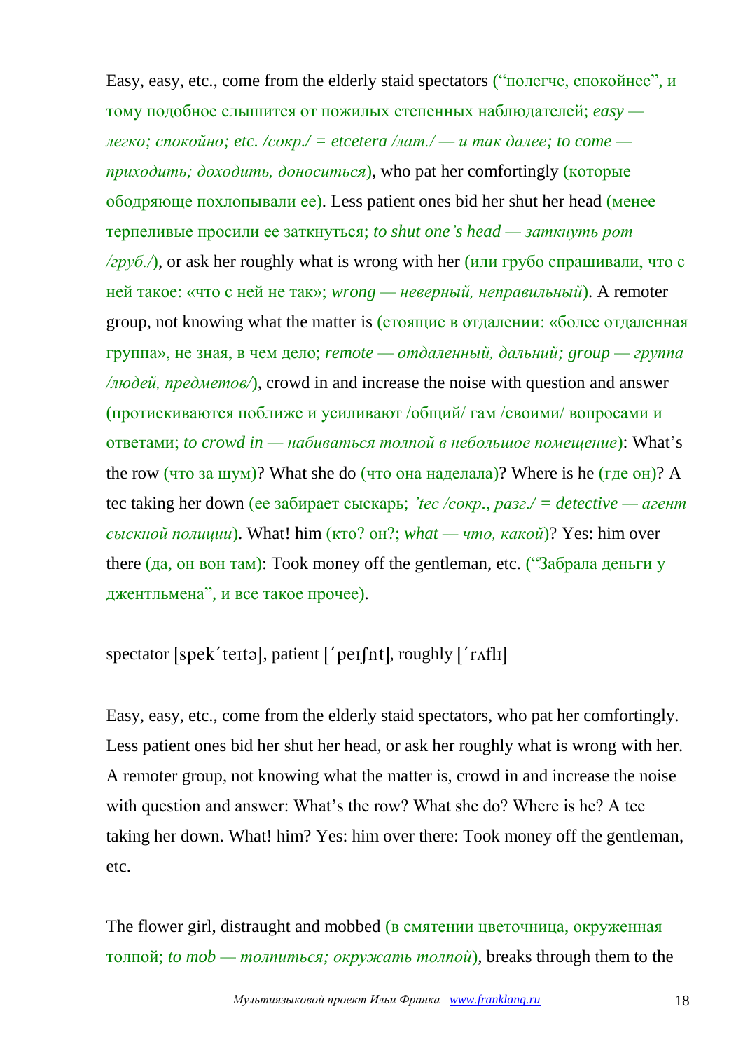Easy, easy, etc., come from the elderly staid spectators ("полегче, спокойнее", и тому подобное слышится от пожилых степенных наблюдателей; *easy — легко; спокойно; etc. /сокр./ = etcetera /лат./ — и так далее; to come — приходить; доходить, доноситься*), who pat her comfortingly (которые ободряюще похлопывали ее). Less patient ones bid her shut her head (менее терпеливые просили ее заткнуться; *to shut one's head — заткнуть рот /груб./*), or ask her roughly what is wrong with her (или грубо спрашивали, что с ней такое: «что с ней не так»; *wrong — неверный, неправильный*). A remoter group, not knowing what the matter is (стоящие в отдалении: «более отдаленная группа», не зная, в чем дело; *remote — отдаленный, дальний; group — группа /людей, предметов/*), crowd in and increase the noise with question and answer (протискиваются поближе и усиливают /общий/ гам /своими/ вопросами и ответами; *to crowd in — набиваться толпой в небольшое помещение*): What's the row (что за шум)? What she do (что она наделала)? Where is he (где он)? A tec taking her down (ее забирает сыскарь; *'tec /сокр., разг./ = detective — агент сыскной полиции*). What! him (кто? он?; *what — что, какой*)? Yes: him over there (да, он вон там): Took money off the gentleman, etc. ("Забрала деньги у джентльмена", и все такое прочее).

spectator [spek´teıtə], patient [´peıʃnt], roughly [´rʌflı]

Easy, easy, etc., come from the elderly staid spectators, who pat her comfortingly. Less patient ones bid her shut her head, or ask her roughly what is wrong with her. A remoter group, not knowing what the matter is, crowd in and increase the noise with question and answer: What's the row? What she do? Where is he? A tec taking her down. What! him? Yes: him over there: Took money off the gentleman, etc.

The flower girl, distraught and mobbed (в смятении цветочница, окруженная толпой; *to mob — толпиться; окружать толпой*), breaks through them to the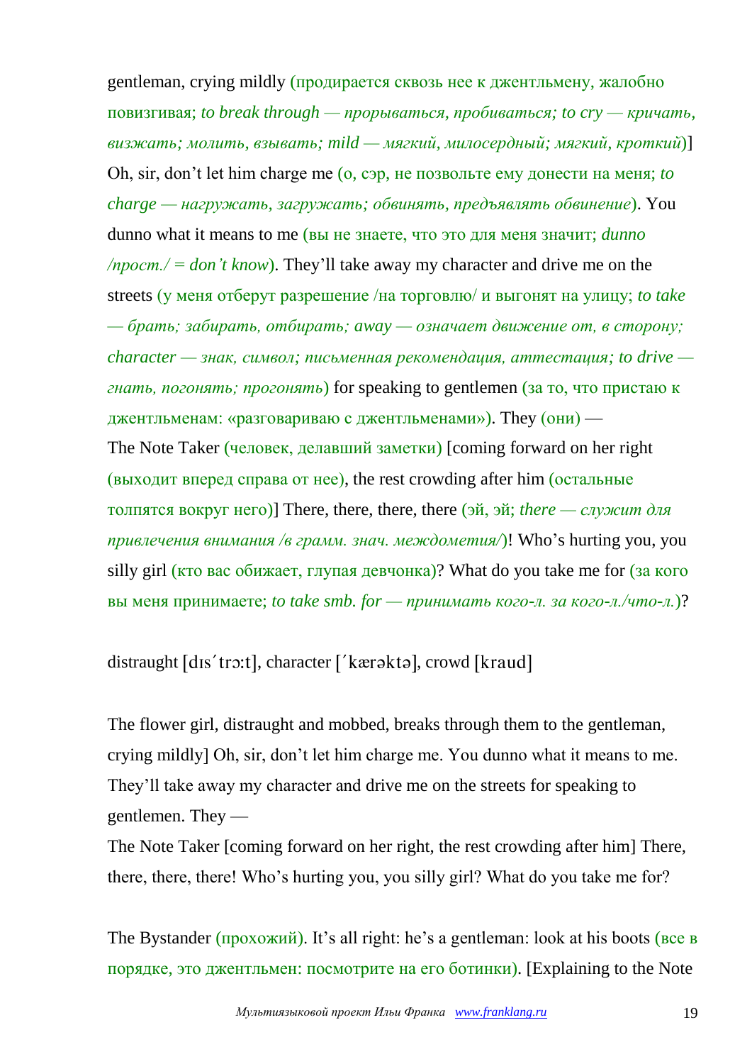gentleman, crying mildly (продирается сквозь нее к джентльмену, жалобно повизгивая; *to break through — прорываться, пробиваться; to cry — кричать, визжать; молить, взывать; mild — мягкий, милосердный; мягкий, кроткий*)] Oh, sir, don't let him charge me (о, сэр, не позвольте ему донести на меня; *to charge — нагружать, загружать; обвинять, предъявлять обвинение*). You dunno what it means to me (вы не знаете, что это для меня значит; *dunno /прост./ = don't know*). They'll take away my character and drive me on the streets (у меня отберут разрешение /на торговлю/ и выгонят на улицу; *to take — брать; забирать, отбирать; away — означает движение от, в сторону; character — знак, символ; письменная рекомендация, аттестация; to drive — гнать, погонять; прогонять*) for speaking to gentlemen (за то, что пристаю к джентльменам: «разговариваю с джентльменами»). They (они) —
The Note Taker (человек, делавший заметки) [coming forward on her right (выходит вперед справа от нее), the rest crowding after him (остальные толпятся вокруг него)] There, there, there, there (эй, эй; *there — служит для привлечения внимания /в грамм. знач. междометия/*)! Who's hurting you, you silly girl (кто вас обижает, глупая девчонка)? What do you take me for (за кого вы меня принимаете; *to take smb. for — принимать кого-л. за кого-л./что-л.*)?

distraught [dɪs´trɔ:t], character [´kærəktə], crowd [kraud]

The flower girl, distraught and mobbed, breaks through them to the gentleman, crying mildly] Oh, sir, don't let him charge me. You dunno what it means to me. They'll take away my character and drive me on the streets for speaking to gentlemen. They —
The Note Taker [coming forward on her right, the rest crowding after him] There, there, there, there! Who's hurting you, you silly girl? What do you take me for?

The Bystander (прохожий). It's all right: he's a gentleman: look at his boots (все в порядке, это джентльмен: посмотрите на его ботинки). [Explaining to the Note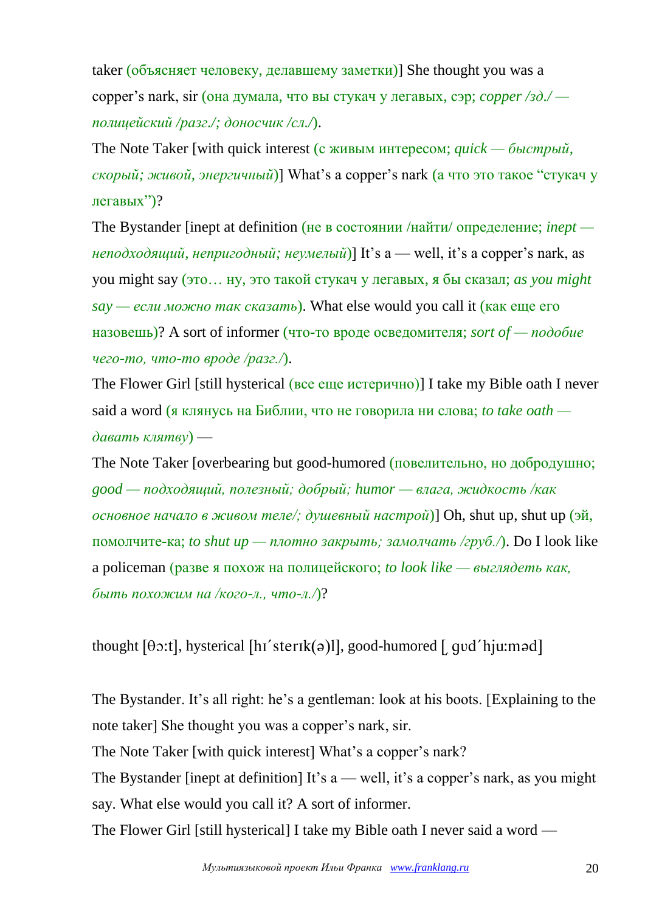taker (объясняет человеку, делавшему заметки)] She thought you was a copper's nark, sir (она думала, что вы стукач у легавых, сэр; *copper /зд./ — полицейский /разг./; доносчик /сл./*).

The Note Taker [with quick interest (с живым интересом; *quick — быстрый, скорый; живой, энергичный*)] What's a copper's nark (а что это такое "стукач у легавых")?

The Bystander [inept at definition (не в состоянии /найти/ определение; *inept — неподходящий, непригодный; неумелый*)] It's a — well, it's a copper's nark, as you might say (это… ну, это такой стукач у легавых, я бы сказал; *as you might say — если можно так сказать*). What else would you call it (как еще его назовешь)? A sort of informer (что-то вроде осведомителя; *sort of — подобие чего-то, что-то вроде /разг./*).

The Flower Girl [still hysterical (все еще истерично)] I take my Bible oath I never said a word (я клянусь на Библии, что не говорила ни слова; *to take oath — давать клятву*) —

The Note Taker [overbearing but good-humored (повелительно, но добродушно; *good — подходящий, полезный; добрый; humor — влага, жидкость /как основное начало в живом теле/; душевный настрой*)] Oh, shut up, shut up (эй, помолчите-ка; *to shut up — плотно закрыть; замолчать /груб./*). Do I look like a policeman (разве я похож на полицейского; *to look like — выглядеть как, быть похожим на /кого-л., что-л./*)?

thought [θɔ:t], hysterical [hɪ´sterɪk(ə)l], good-humored [ˌgʊd´hju:məd]

The Bystander. It's all right: he's a gentleman: look at his boots. [Explaining to the note taker] She thought you was a copper's nark, sir.

The Note Taker [with quick interest] What's a copper's nark?

The Bystander [inept at definition] It's a — well, it's a copper's nark, as you might say. What else would you call it? A sort of informer.

The Flower Girl [still hysterical] I take my Bible oath I never said a word —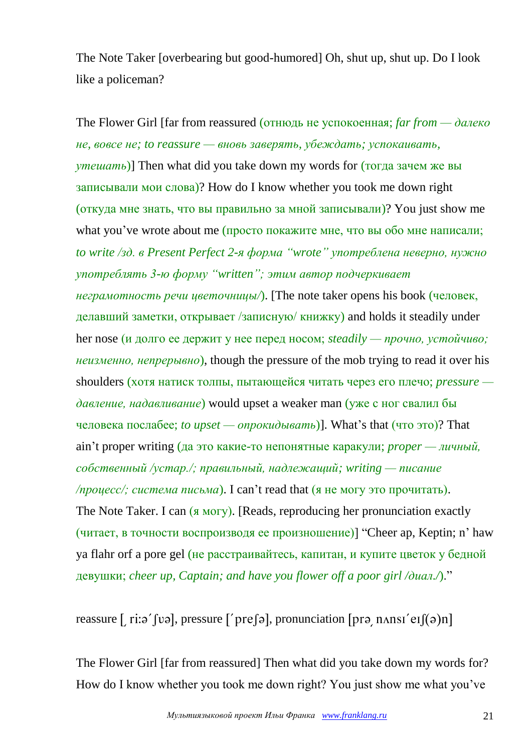The Note Taker [overbearing but good-humored] Oh, shut up, shut up. Do I look like a policeman?

The Flower Girl [far from reassured (отнюдь не успокоенная; *far from — далеко не, вовсе не; to reassure — вновь заверять, убеждать; успокаивать, утешать*)] Then what did you take down my words for (тогда зачем же вы записывали мои слова)? How do I know whether you took me down right (откуда мне знать, что вы правильно за мной записывали)? You just show me what you've wrote about me (просто покажите мне, что вы обо мне написали; *to write /зд. в Present Perfect 2-я форма "wrote" употреблена неверно, нужно употреблять 3-ю форму "written"; этим автор подчеркивает неграмотность речи цветочницы/*). [The note taker opens his book (человек, делавший заметки, открывает /записную/ книжку) and holds it steadily under her nose (и долго ее держит у нее перед носом; *steadily — прочно, устойчиво; неизменно, непрерывно*), though the pressure of the mob trying to read it over his shoulders (хотя натиск толпы, пытающейся читать через его плечо; *pressure — давление, надавливание*) would upset a weaker man (уже с ног свалил бы человека послабее; *to upset — опрокидывать*)]. What's that (что это)? That ain't proper writing (да это какие-то непонятные каракули; *proper — личный, собственный /устар./; правильный, надлежащий; writing — писание /процесс/; система письма*). I can't read that (я не могу это прочитать).
The Note Taker. I can (я могу). [Reads, reproducing her pronunciation exactly (читает, в точности воспроизводя ее произношение)] "Cheer ap, Keptin; n' haw ya flahr orf a pore gel (не расстраивайтесь, капитан, и купите цветок у бедной девушки; *cheer up, Captain; and have you flower off a poor girl /диал./*)."

reassure [ˌriːəˈʃʊə], pressure [ˈpreʃə], pronunciation [prəˌnʌnsɪˈeɪʃ(ə)n]

The Flower Girl [far from reassured] Then what did you take down my words for? How do I know whether you took me down right? You just show me what you've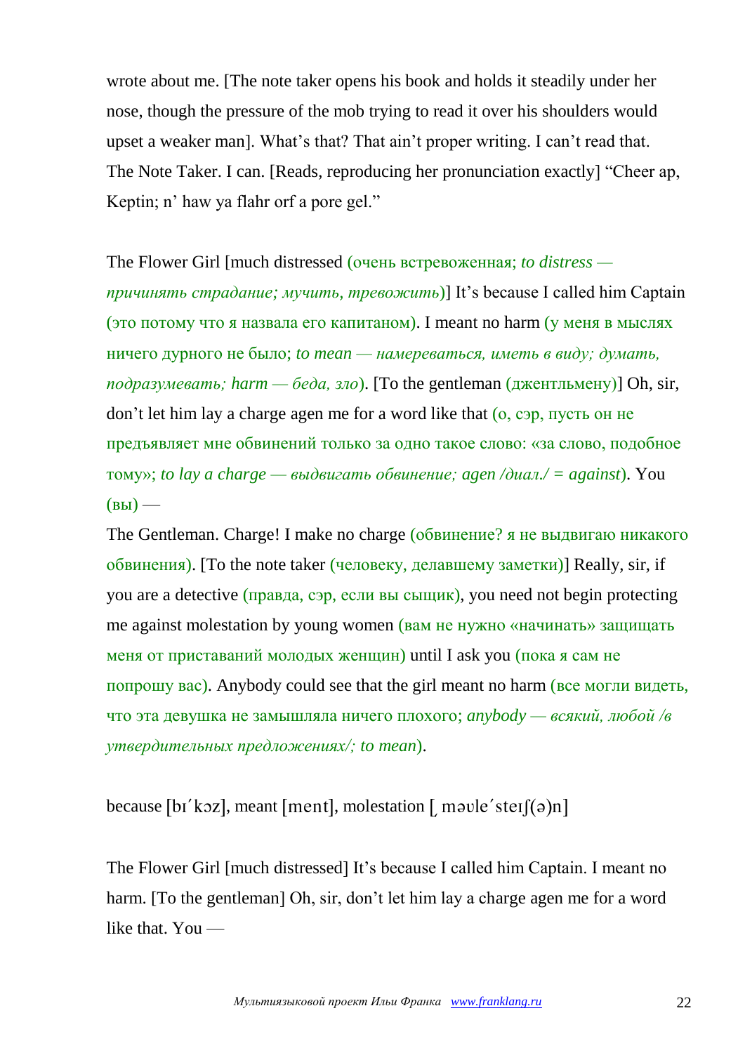wrote about me. [The note taker opens his book and holds it steadily under her nose, though the pressure of the mob trying to read it over his shoulders would upset a weaker man]. What's that? That ain't proper writing. I can't read that.
The Note Taker. I can. [Reads, reproducing her pronunciation exactly] "Cheer ap, Keptin; n' haw ya flahr orf a pore gel."

The Flower Girl [much distressed (очень встревоженная; *to distress — причинять страдание; мучить, тревожить*)] It's because I called him Captain (это потому что я назвала его капитаном). I meant no harm (у меня в мыслях ничего дурного не было; *to mean — намереваться, иметь в виду; думать, подразумевать; harm — беда, зло*). [To the gentleman (джентльмену)] Oh, sir, don't let him lay a charge agen me for a word like that (о, сэр, пусть он не предъявляет мне обвинений только за одно такое слово: «за слово, подобное тому»; *to lay a charge — выдвигать обвинение; agen /диал./ = against*). You (вы) —
The Gentleman. Charge! I make no charge (обвинение? я не выдвигаю никакого обвинения). [To the note taker (человеку, делавшему заметки)] Really, sir, if you are a detective (правда, сэр, если вы сыщик), you need not begin protecting me against molestation by young women (вам не нужно «начинать» защищать меня от приставаний молодых женщин) until I ask you (пока я сам не попрошу вас). Anybody could see that the girl meant no harm (все могли видеть, что эта девушка не замышляла ничего плохого; *anybody — всякий, любой /в утвердительных предложениях/; to mean*).

because [bɪˊkɔz], meant [ment], molestation [ˌməʊleˊsteɪʃ(ə)n]

The Flower Girl [much distressed] It's because I called him Captain. I meant no harm. [To the gentleman] Oh, sir, don't let him lay a charge agen me for a word like that. You —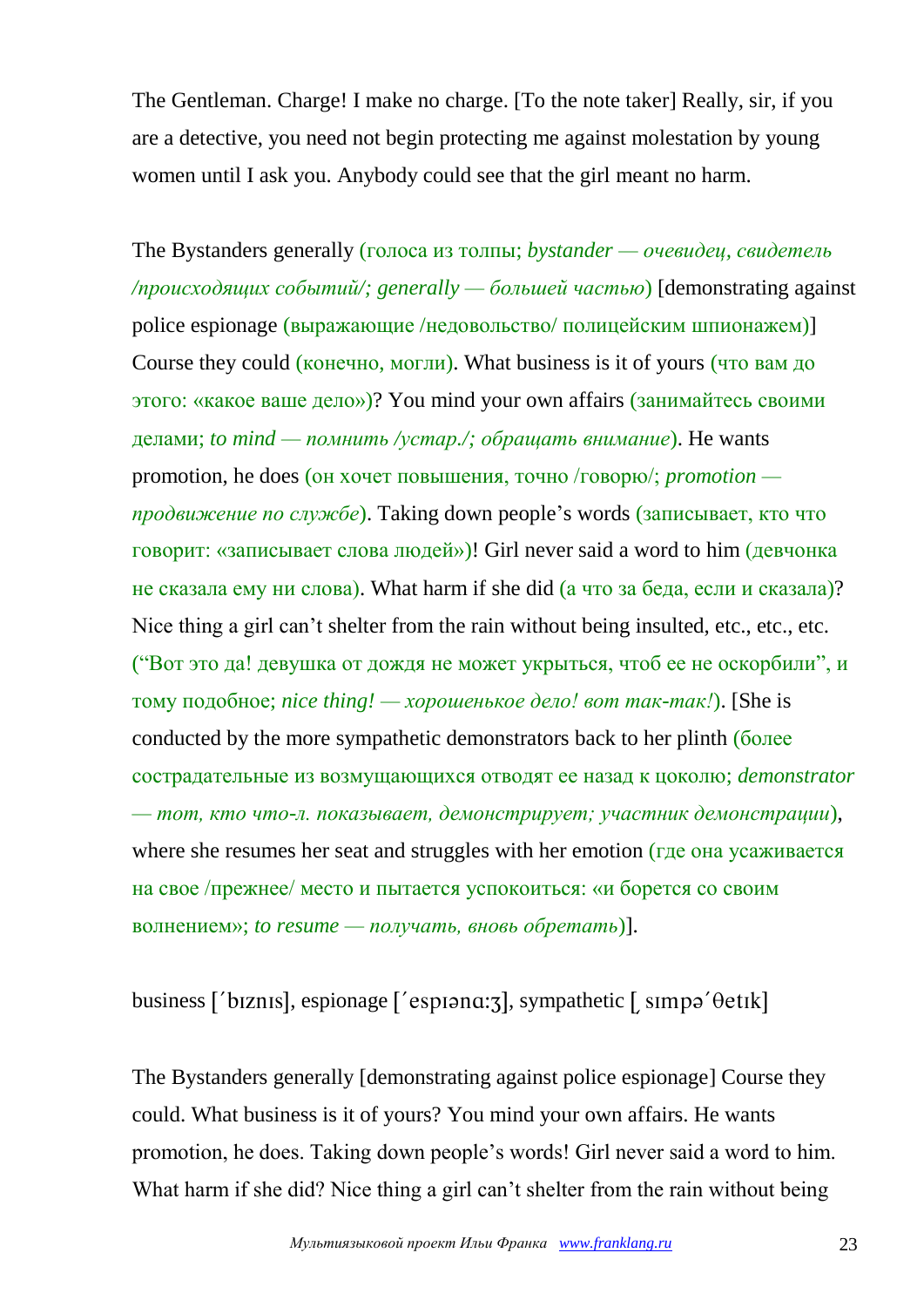The Gentleman. Charge! I make no charge. [To the note taker] Really, sir, if you are a detective, you need not begin protecting me against molestation by young women until I ask you. Anybody could see that the girl meant no harm.

The Bystanders generally (голоса из толпы; *bystander — очевидец, свидетель /происходящих событий/; generally — большей частью*) [demonstrating against police espionage (выражающие /недовольство/ полицейским шпионажем)] Course they could (конечно, могли). What business is it of yours (что вам до этого: «какое ваше дело»)? You mind your own affairs (занимайтесь своими делами; *to mind — помнить /устар./; обращать внимание*). He wants promotion, he does (он хочет повышения, точно /говорю/; *promotion — продвижение по службе*). Taking down people's words (записывает, кто что говорит: «записывает слова людей»)! Girl never said a word to him (девчонка не сказала ему ни слова). What harm if she did (а что за беда, если и сказала)? Nice thing a girl can't shelter from the rain without being insulted, etc., etc., etc. ("Вот это да! девушка от дождя не может укрыться, чтоб ее не оскорбили", и тому подобное; *nice thing! — хорошенькое дело! вот так-так!*). [She is conducted by the more sympathetic demonstrators back to her plinth (более сострадательные из возмущающихся отводят ее назад к цоколю; *demonstrator — тот, кто что-л. показывает, демонстрирует; участник демонстрации*), where she resumes her seat and struggles with her emotion (где она усаживается на свое /прежнее/ место и пытается успокоиться: «и борется со своим волнением»; *to resume — получать, вновь обретать*)].

business [ˊbɪznɪs], espionage [ˊespɪənɑːʒ], sympathetic [ˏsɪmpəˊθetɪk]

The Bystanders generally [demonstrating against police espionage] Course they could. What business is it of yours? You mind your own affairs. He wants promotion, he does. Taking down people's words! Girl never said a word to him. What harm if she did? Nice thing a girl can't shelter from the rain without being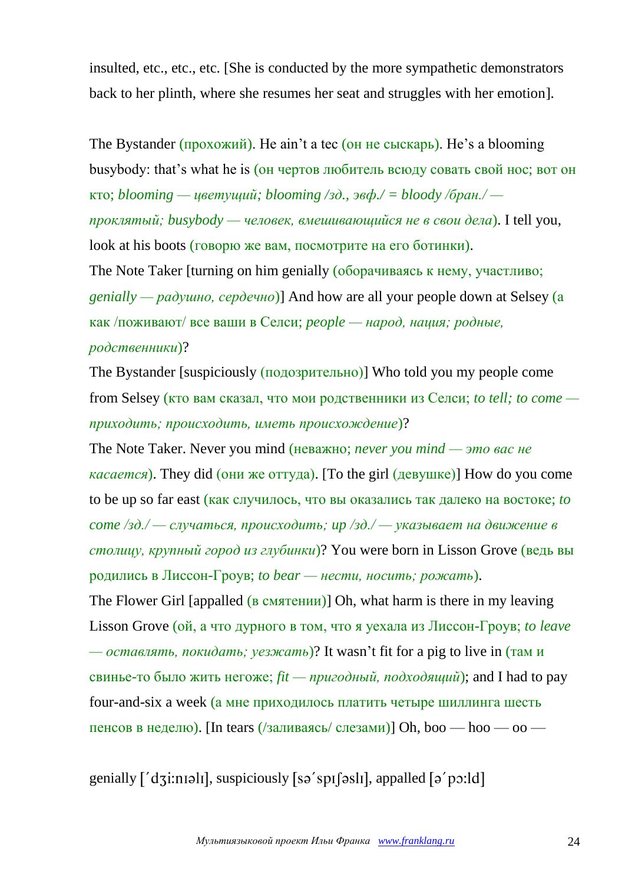insulted, etc., etc., etc. [She is conducted by the more sympathetic demonstrators back to her plinth, where she resumes her seat and struggles with her emotion].

The Bystander (прохожий). He ain't a tec (он не сыскарь). He's a blooming busybody: that's what he is (он чертов любитель всюду совать свой нос; вот он кто; *blooming — цветущий; blooming /зд., эвф./ = bloody /бран./ — проклятый; busybody — человек, вмешивающийся не в свои дела*). I tell you, look at his boots (говорю же вам, посмотрите на его ботинки).

The Note Taker [turning on him genially (оборачиваясь к нему, участливо; *genially — радушно, сердечно*)] And how are all your people down at Selsey (а как /поживают/ все ваши в Селси; *people — народ, нация; родные, родственники*)?

The Bystander [suspiciously (подозрительно)] Who told you my people come from Selsey (кто вам сказал, что мои родственники из Селси; *to tell; to come — приходить; происходить, иметь происхождение*)?

The Note Taker. Never you mind (неважно; *never you mind — это вас не касается*). They did (они же оттуда). [To the girl (девушке)] How do you come to be up so far east (как случилось, что вы оказались так далеко на востоке; *to come /зд./ — случаться, происходить; up /зд./ — указывает на движение в столицу, крупный город из глубинки*)? You were born in Lisson Grove (ведь вы родились в Лиссон-Гроув; *to bear — нести, носить; рожать*).

The Flower Girl [appalled (в смятении)] Oh, what harm is there in my leaving Lisson Grove (ой, а что дурного в том, что я уехала из Лиссон-Гроув; *to leave — оставлять, покидать; уезжать*)? It wasn't fit for a pig to live in (там и свинье-то было жить негоже; *fit — пригодный, подходящий*); and I had to pay four-and-six a week (а мне приходилось платить четыре шиллинга шесть пенсов в неделю). [In tears (/заливаясь/ слезами)] Oh, boo — hoo — oo —

genially [ˈdʒi:nɪəlɪ], suspiciously [səˈspɪʃəslɪ], appalled [əˈpɔ:ld]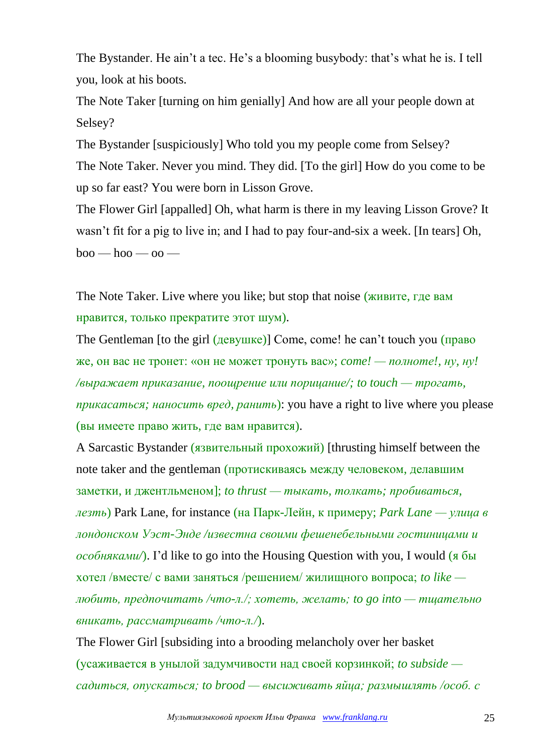The Bystander. He ain't a tec. He's a blooming busybody: that's what he is. I tell you, look at his boots.

The Note Taker [turning on him genially] And how are all your people down at Selsey?

The Bystander [suspiciously] Who told you my people come from Selsey?

The Note Taker. Never you mind. They did. [To the girl] How do you come to be up so far east? You were born in Lisson Grove.

The Flower Girl [appalled] Oh, what harm is there in my leaving Lisson Grove? It wasn't fit for a pig to live in; and I had to pay four-and-six a week. [In tears] Oh, boo — hoo — oo —

The Note Taker. Live where you like; but stop that noise (живите, где вам нравится, только прекратите этот шум).

The Gentleman [to the girl (девушке)] Come, come! he can't touch you (право же, он вас не тронет: «он не может тронуть вас»; *come! — полноте!, ну, ну! /выражает приказание, поощрение или порицание/; to touch — трогать, прикасаться; наносить вред, ранить*): you have a right to live where you please (вы имеете право жить, где вам нравится).

A Sarcastic Bystander (язвительный прохожий) [thrusting himself between the note taker and the gentleman (протискиваясь между человеком, делавшим заметки, и джентльменом]; *to thrust — тыкать, толкать; пробиваться, лезть*) Park Lane, for instance (на Парк-Лейн, к примеру; *Park Lane — улица в лондонском Уэст-Энде /известна своими фешенебельными гостиницами и особняками/*). I'd like to go into the Housing Question with you, I would (я бы хотел /вместе/ с вами заняться /решением/ жилищного вопроса; *to like — любить, предпочитать /что-л./; хотеть, желать; to go into — тщательно вникать, рассматривать /что-л./*).

The Flower Girl [subsiding into a brooding melancholy over her basket (усаживается в унылой задумчивости над своей корзинкой; *to subside — садиться, опускаться; to brood — высиживать яйца; размышлять /особ. с*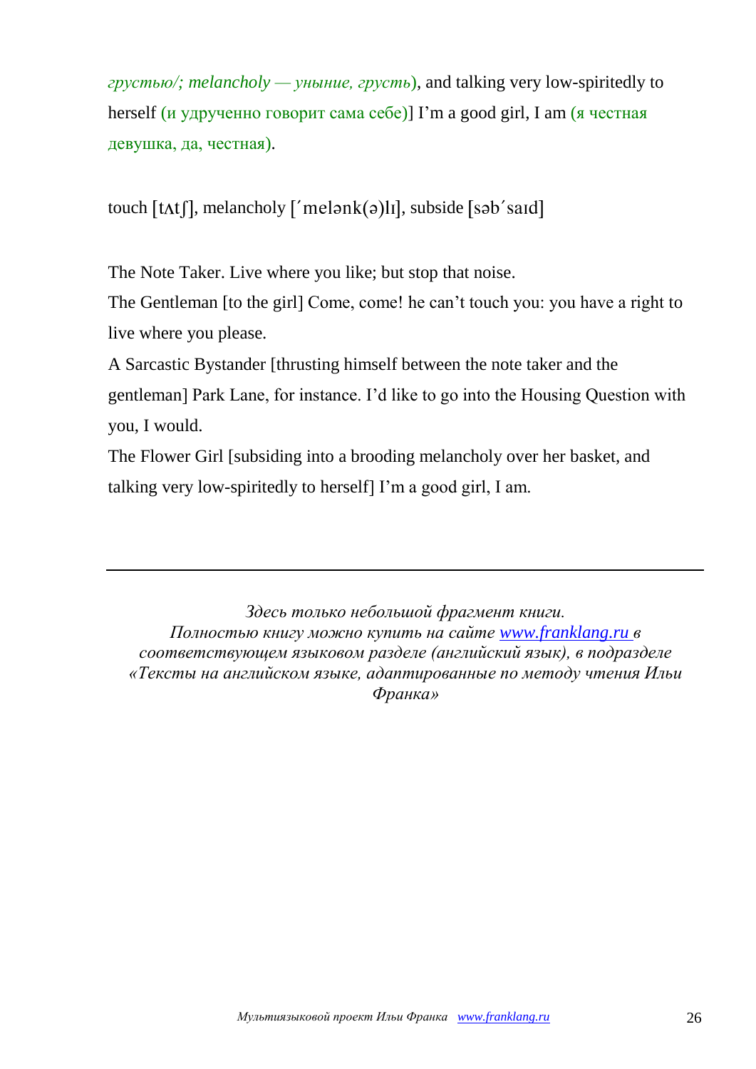*грустью/; melancholy — уныние, грусть*), and talking very low-spiritedly to herself (и удрученно говорит сама себе)] I'm a good girl, I am (я честная девушка, да, честная).

touch [tʌtʃ], melancholy [ˊmelənk(ə)lɪ], subside [səbˊsaɪd]

The Note Taker. Live where you like; but stop that noise.
The Gentleman [to the girl] Come, come! he can't touch you: you have a right to live where you please.
A Sarcastic Bystander [thrusting himself between the note taker and the gentleman] Park Lane, for instance. I'd like to go into the Housing Question with you, I would.
The Flower Girl [subsiding into a brooding melancholy over her basket, and talking very low-spiritedly to herself] I'm a good girl, I am.

---

*Здесь только небольшой фрагмент книги.*
*Полностью книгу можно купить на сайте www.franklang.ru в соответствующем языковом разделе (английский язык), в подразделе «Тексты на английском языке, адаптированные по методу чтения Ильи Франка»*